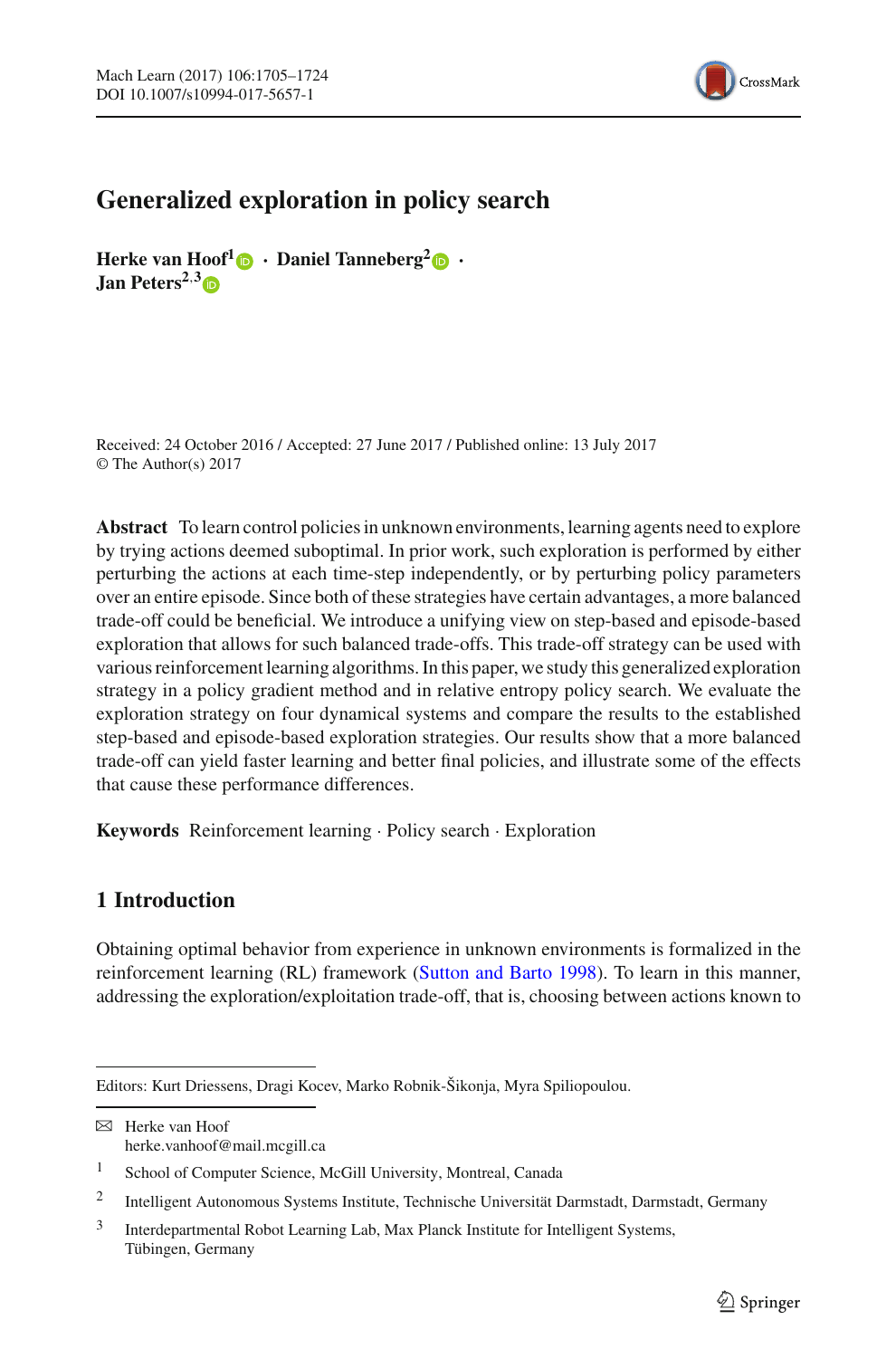# Generalized exploration in policy search

**Herke van Hoof**[1] · **Daniel Tanneberg**[2] · **Jan Peters**[2,3]

Received: 24 October 2016 / Accepted: 27 June 2017 / Published online: 13 July 2017
© The Author(s) 2017

**Abstract** To learn control policies in unknown environments, learning agents need to explore by trying actions deemed suboptimal. In prior work, such exploration is performed by either perturbing the actions at each time-step independently, or by perturbing policy parameters over an entire episode. Since both of these strategies have certain advantages, a more balanced trade-off could be beneficial. We introduce a unifying view on step-based and episode-based exploration that allows for such balanced trade-offs. This trade-off strategy can be used with various reinforcement learning algorithms. In this paper, we study this generalized exploration strategy in a policy gradient method and in relative entropy policy search. We evaluate the exploration strategy on four dynamical systems and compare the results to the established step-based and episode-based exploration strategies. Our results show that a more balanced trade-off can yield faster learning and better final policies, and illustrate some of the effects that cause these performance differences.

**Keywords** Reinforcement learning · Policy search · Exploration

## 1 Introduction

Obtaining optimal behavior from experience in unknown environments is formalized in the reinforcement learning (RL) framework (Sutton and Barto 1998). To learn in this manner, addressing the exploration/exploitation trade-off, that is, choosing between actions known to

---

Editors: Kurt Driessens, Dragi Kocev, Marko Robnik-Šikonja, Myra Spiliopoulou.

✉ Herke van Hoof
herke.vanhoof@mail.mcgill.ca

1 School of Computer Science, McGill University, Montreal, Canada

2 Intelligent Autonomous Systems Institute, Technische Universität Darmstadt, Darmstadt, Germany

3 Interdepartmental Robot Learning Lab, Max Planck Institute for Intelligent Systems, Tübingen, Germany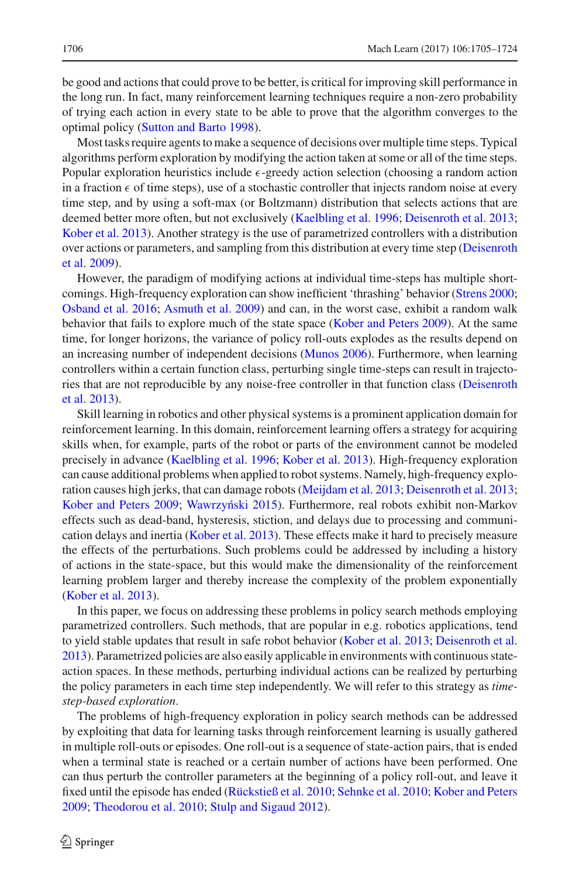be good and actions that could prove to be better, is critical for improving skill performance in the long run. In fact, many reinforcement learning techniques require a non-zero probability of trying each action in every state to be able to prove that the algorithm converges to the optimal policy (Sutton and Barto 1998).

Most tasks require agents to make a sequence of decisions over multiple time steps. Typical algorithms perform exploration by modifying the action taken at some or all of the time steps. Popular exploration heuristics include $\epsilon$-greedy action selection (choosing a random action in a fraction $\epsilon$ of time steps), use of a stochastic controller that injects random noise at every time step, and by using a soft-max (or Boltzmann) distribution that selects actions that are deemed better more often, but not exclusively (Kaelbling et al. 1996; Deisenroth et al. 2013; Kober et al. 2013). Another strategy is the use of parametrized controllers with a distribution over actions or parameters, and sampling from this distribution at every time step (Deisenroth et al. 2009).

However, the paradigm of modifying actions at individual time-steps has multiple shortcomings. High-frequency exploration can show inefficient 'thrashing' behavior (Strens 2000; Osband et al. 2016; Asmuth et al. 2009) and can, in the worst case, exhibit a random walk behavior that fails to explore much of the state space (Kober and Peters 2009). At the same time, for longer horizons, the variance of policy roll-outs explodes as the results depend on an increasing number of independent decisions (Munos 2006). Furthermore, when learning controllers within a certain function class, perturbing single time-steps can result in trajectories that are not reproducible by any noise-free controller in that function class (Deisenroth et al. 2013).

Skill learning in robotics and other physical systems is a prominent application domain for reinforcement learning. In this domain, reinforcement learning offers a strategy for acquiring skills when, for example, parts of the robot or parts of the environment cannot be modeled precisely in advance (Kaelbling et al. 1996; Kober et al. 2013). High-frequency exploration can cause additional problems when applied to robot systems. Namely, high-frequency exploration causes high jerks, that can damage robots (Meijdam et al. 2013; Deisenroth et al. 2013; Kober and Peters 2009; Wawrzyński 2015). Furthermore, real robots exhibit non-Markov effects such as dead-band, hysteresis, stiction, and delays due to processing and communication delays and inertia (Kober et al. 2013). These effects make it hard to precisely measure the effects of the perturbations. Such problems could be addressed by including a history of actions in the state-space, but this would make the dimensionality of the reinforcement learning problem larger and thereby increase the complexity of the problem exponentially (Kober et al. 2013).

In this paper, we focus on addressing these problems in policy search methods employing parametrized controllers. Such methods, that are popular in e.g. robotics applications, tend to yield stable updates that result in safe robot behavior (Kober et al. 2013; Deisenroth et al. 2013). Parametrized policies are also easily applicable in environments with continuous state-action spaces. In these methods, perturbing individual actions can be realized by perturbing the policy parameters in each time step independently. We will refer to this strategy as *time-step-based exploration*.

The problems of high-frequency exploration in policy search methods can be addressed by exploiting that data for learning tasks through reinforcement learning is usually gathered in multiple roll-outs or episodes. One roll-out is a sequence of state-action pairs, that is ended when a terminal state is reached or a certain number of actions have been performed. One can thus perturb the controller parameters at the beginning of a policy roll-out, and leave it fixed until the episode has ended (Rückstieß et al. 2010; Sehnke et al. 2010; Kober and Peters 2009; Theodorou et al. 2010; Stulp and Sigaud 2012).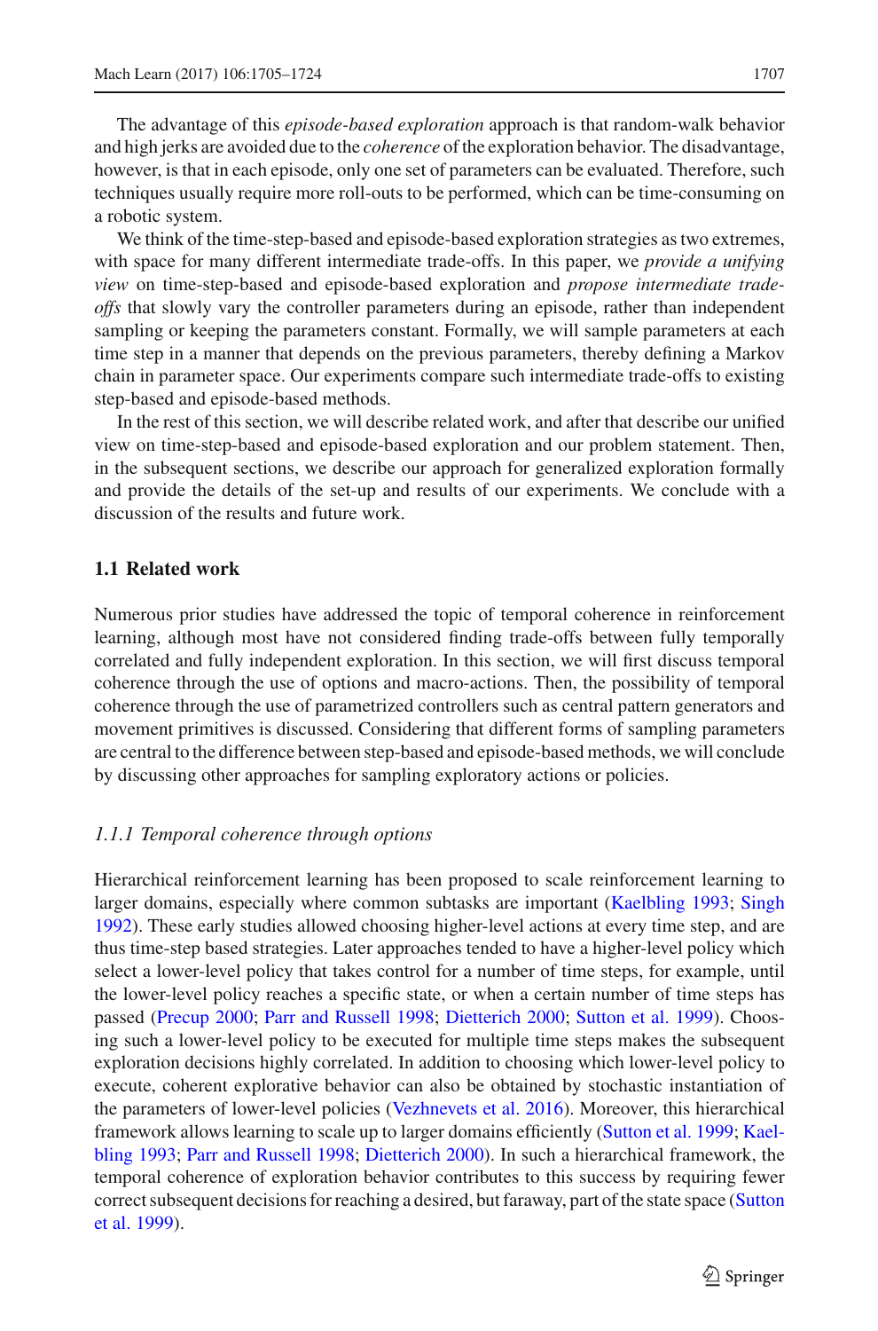The advantage of this *episode-based exploration* approach is that random-walk behavior and high jerks are avoided due to the *coherence* of the exploration behavior. The disadvantage, however, is that in each episode, only one set of parameters can be evaluated. Therefore, such techniques usually require more roll-outs to be performed, which can be time-consuming on a robotic system.

We think of the time-step-based and episode-based exploration strategies as two extremes, with space for many different intermediate trade-offs. In this paper, we *provide a unifying view* on time-step-based and episode-based exploration and *propose intermediate trade-offs* that slowly vary the controller parameters during an episode, rather than independent sampling or keeping the parameters constant. Formally, we will sample parameters at each time step in a manner that depends on the previous parameters, thereby defining a Markov chain in parameter space. Our experiments compare such intermediate trade-offs to existing step-based and episode-based methods.

In the rest of this section, we will describe related work, and after that describe our unified view on time-step-based and episode-based exploration and our problem statement. Then, in the subsequent sections, we describe our approach for generalized exploration formally and provide the details of the set-up and results of our experiments. We conclude with a discussion of the results and future work.

### 1.1 Related work

Numerous prior studies have addressed the topic of temporal coherence in reinforcement learning, although most have not considered finding trade-offs between fully temporally correlated and fully independent exploration. In this section, we will first discuss temporal coherence through the use of options and macro-actions. Then, the possibility of temporal coherence through the use of parametrized controllers such as central pattern generators and movement primitives is discussed. Considering that different forms of sampling parameters are central to the difference between step-based and episode-based methods, we will conclude by discussing other approaches for sampling exploratory actions or policies.

#### *1.1.1 Temporal coherence through options*

Hierarchical reinforcement learning has been proposed to scale reinforcement learning to larger domains, especially where common subtasks are important (Kaelbling 1993; Singh 1992). These early studies allowed choosing higher-level actions at every time step, and are thus time-step based strategies. Later approaches tended to have a higher-level policy which select a lower-level policy that takes control for a number of time steps, for example, until the lower-level policy reaches a specific state, or when a certain number of time steps has passed (Precup 2000; Parr and Russell 1998; Dietterich 2000; Sutton et al. 1999). Choosing such a lower-level policy to be executed for multiple time steps makes the subsequent exploration decisions highly correlated. In addition to choosing which lower-level policy to execute, coherent explorative behavior can also be obtained by stochastic instantiation of the parameters of lower-level policies (Vezhnevets et al. 2016). Moreover, this hierarchical framework allows learning to scale up to larger domains efficiently (Sutton et al. 1999; Kaelbling 1993; Parr and Russell 1998; Dietterich 2000). In such a hierarchical framework, the temporal coherence of exploration behavior contributes to this success by requiring fewer correct subsequent decisions for reaching a desired, but faraway, part of the state space (Sutton et al. 1999).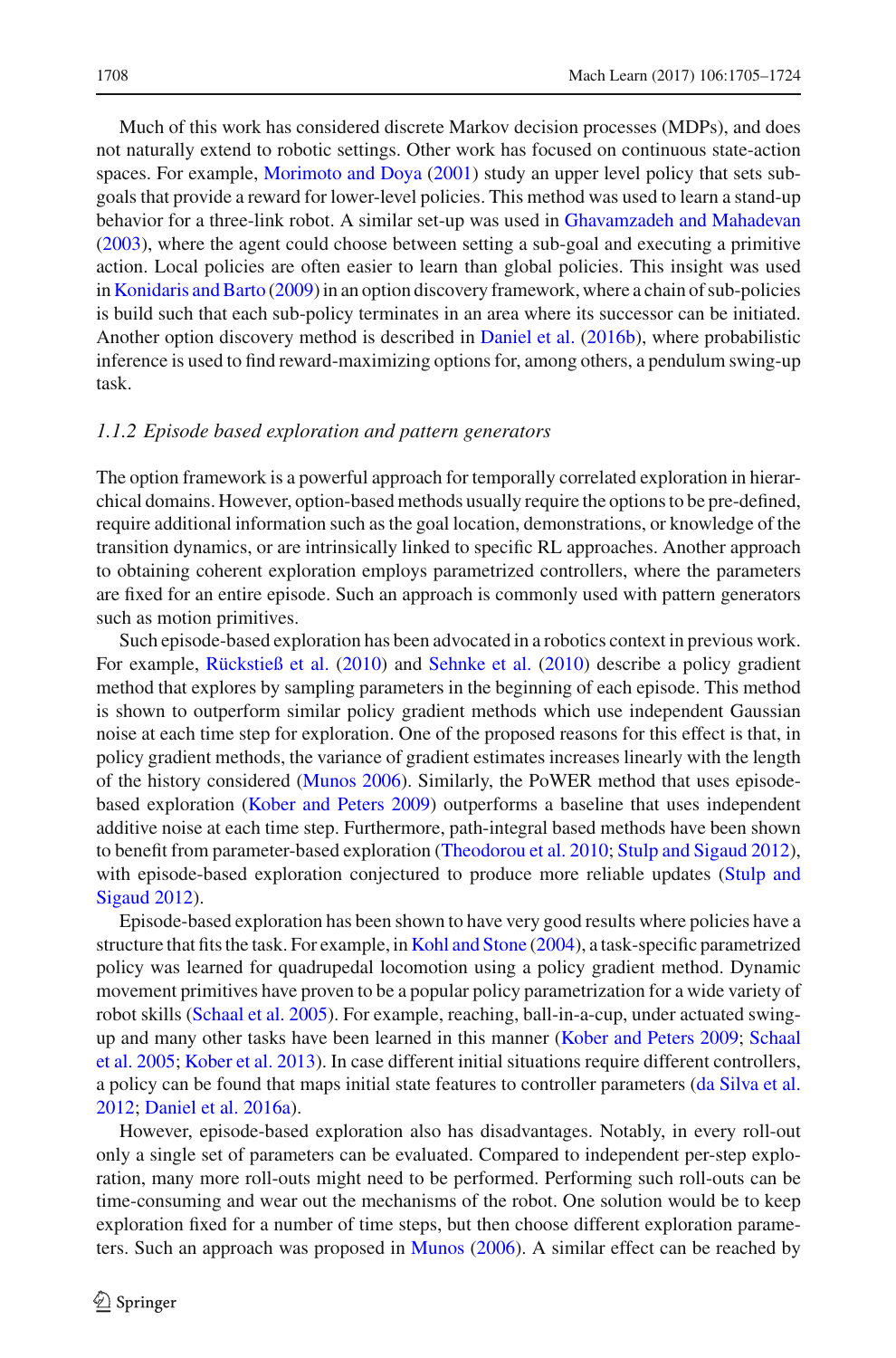Much of this work has considered discrete Markov decision processes (MDPs), and does not naturally extend to robotic settings. Other work has focused on continuous state-action spaces. For example, Morimoto and Doya (2001) study an upper level policy that sets sub-goals that provide a reward for lower-level policies. This method was used to learn a stand-up behavior for a three-link robot. A similar set-up was used in Ghavamzadeh and Mahadevan (2003), where the agent could choose between setting a sub-goal and executing a primitive action. Local policies are often easier to learn than global policies. This insight was used in Konidaris and Barto (2009) in an option discovery framework, where a chain of sub-policies is build such that each sub-policy terminates in an area where its successor can be initiated. Another option discovery method is described in Daniel et al. (2016b), where probabilistic inference is used to find reward-maximizing options for, among others, a pendulum swing-up task.

### *1.1.2 Episode based exploration and pattern generators*

The option framework is a powerful approach for temporally correlated exploration in hierarchical domains. However, option-based methods usually require the options to be pre-defined, require additional information such as the goal location, demonstrations, or knowledge of the transition dynamics, or are intrinsically linked to specific RL approaches. Another approach to obtaining coherent exploration employs parametrized controllers, where the parameters are fixed for an entire episode. Such an approach is commonly used with pattern generators such as motion primitives.

Such episode-based exploration has been advocated in a robotics context in previous work. For example, Rückstieß et al. (2010) and Sehnke et al. (2010) describe a policy gradient method that explores by sampling parameters in the beginning of each episode. This method is shown to outperform similar policy gradient methods which use independent Gaussian noise at each time step for exploration. One of the proposed reasons for this effect is that, in policy gradient methods, the variance of gradient estimates increases linearly with the length of the history considered (Munos 2006). Similarly, the PoWER method that uses episode-based exploration (Kober and Peters 2009) outperforms a baseline that uses independent additive noise at each time step. Furthermore, path-integral based methods have been shown to benefit from parameter-based exploration (Theodorou et al. 2010; Stulp and Sigaud 2012), with episode-based exploration conjectured to produce more reliable updates (Stulp and Sigaud 2012).

Episode-based exploration has been shown to have very good results where policies have a structure that fits the task. For example, in Kohl and Stone (2004), a task-specific parametrized policy was learned for quadrupedal locomotion using a policy gradient method. Dynamic movement primitives have proven to be a popular policy parametrization for a wide variety of robot skills (Schaal et al. 2005). For example, reaching, ball-in-a-cup, under actuated swing-up and many other tasks have been learned in this manner (Kober and Peters 2009; Schaal et al. 2005; Kober et al. 2013). In case different initial situations require different controllers, a policy can be found that maps initial state features to controller parameters (da Silva et al. 2012; Daniel et al. 2016a).

However, episode-based exploration also has disadvantages. Notably, in every roll-out only a single set of parameters can be evaluated. Compared to independent per-step exploration, many more roll-outs might need to be performed. Performing such roll-outs can be time-consuming and wear out the mechanisms of the robot. One solution would be to keep exploration fixed for a number of time steps, but then choose different exploration parameters. Such an approach was proposed in Munos (2006). A similar effect can be reached by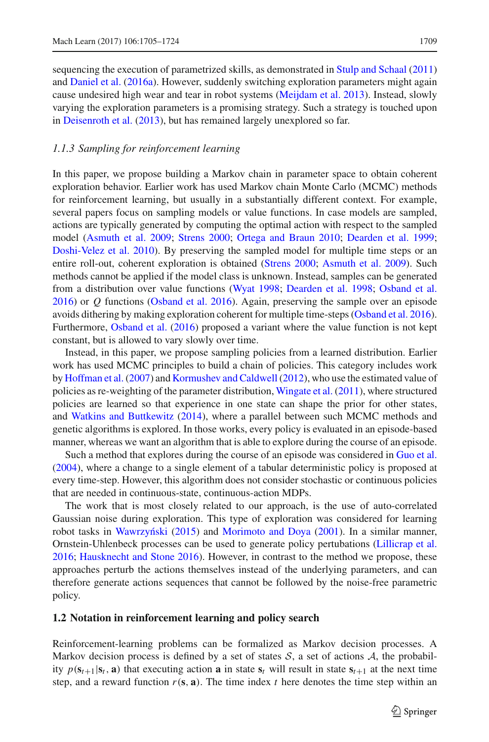sequencing the execution of parametrized skills, as demonstrated in Stulp and Schaal (2011) and Daniel et al. (2016a). However, suddenly switching exploration parameters might again cause undesired high wear and tear in robot systems (Meijdam et al. 2013). Instead, slowly varying the exploration parameters is a promising strategy. Such a strategy is touched upon in Deisenroth et al. (2013), but has remained largely unexplored so far.

#### *1.1.3 Sampling for reinforcement learning*

In this paper, we propose building a Markov chain in parameter space to obtain coherent exploration behavior. Earlier work has used Markov chain Monte Carlo (MCMC) methods for reinforcement learning, but usually in a substantially different context. For example, several papers focus on sampling models or value functions. In case models are sampled, actions are typically generated by computing the optimal action with respect to the sampled model (Asmuth et al. 2009; Strens 2000; Ortega and Braun 2010; Dearden et al. 1999; Doshi-Velez et al. 2010). By preserving the sampled model for multiple time steps or an entire roll-out, coherent exploration is obtained (Strens 2000; Asmuth et al. 2009). Such methods cannot be applied if the model class is unknown. Instead, samples can be generated from a distribution over value functions (Wyat 1998; Dearden et al. 1998; Osband et al. 2016) or $Q$ functions (Osband et al. 2016). Again, preserving the sample over an episode avoids dithering by making exploration coherent for multiple time-steps (Osband et al. 2016). Furthermore, Osband et al. (2016) proposed a variant where the value function is not kept constant, but is allowed to vary slowly over time.

Instead, in this paper, we propose sampling policies from a learned distribution. Earlier work has used MCMC principles to build a chain of policies. This category includes work by Hoffman et al. (2007) and Kormushev and Caldwell (2012), who use the estimated value of policies as re-weighting of the parameter distribution, Wingate et al. (2011), where structured policies are learned so that experience in one state can shape the prior for other states, and Watkins and Buttkewitz (2014), where a parallel between such MCMC methods and genetic algorithms is explored. In those works, every policy is evaluated in an episode-based manner, whereas we want an algorithm that is able to explore during the course of an episode.

Such a method that explores during the course of an episode was considered in Guo et al. (2004), where a change to a single element of a tabular deterministic policy is proposed at every time-step. However, this algorithm does not consider stochastic or continuous policies that are needed in continuous-state, continuous-action MDPs.

The work that is most closely related to our approach, is the use of auto-correlated Gaussian noise during exploration. This type of exploration was considered for learning robot tasks in Wawrzyński (2015) and Morimoto and Doya (2001). In a similar manner, Ornstein-Uhlenbeck processes can be used to generate policy pertubations (Lillicrap et al. 2016; Hausknecht and Stone 2016). However, in contrast to the method we propose, these approaches perturb the actions themselves instead of the underlying parameters, and can therefore generate actions sequences that cannot be followed by the noise-free parametric policy.

### 1.2 Notation in reinforcement learning and policy search

Reinforcement-learning problems can be formalized as Markov decision processes. A Markov decision process is defined by a set of states $\mathcal{S}$, a set of actions $\mathcal{A}$, the probability $p(\mathbf{s}_{t+1}|\mathbf{s}_t, \mathbf{a})$ that executing action $\mathbf{a}$ in state $\mathbf{s}_t$ will result in state $\mathbf{s}_{t+1}$ at the next time step, and a reward function $r(\mathbf{s}, \mathbf{a})$. The time index $t$ here denotes the time step within an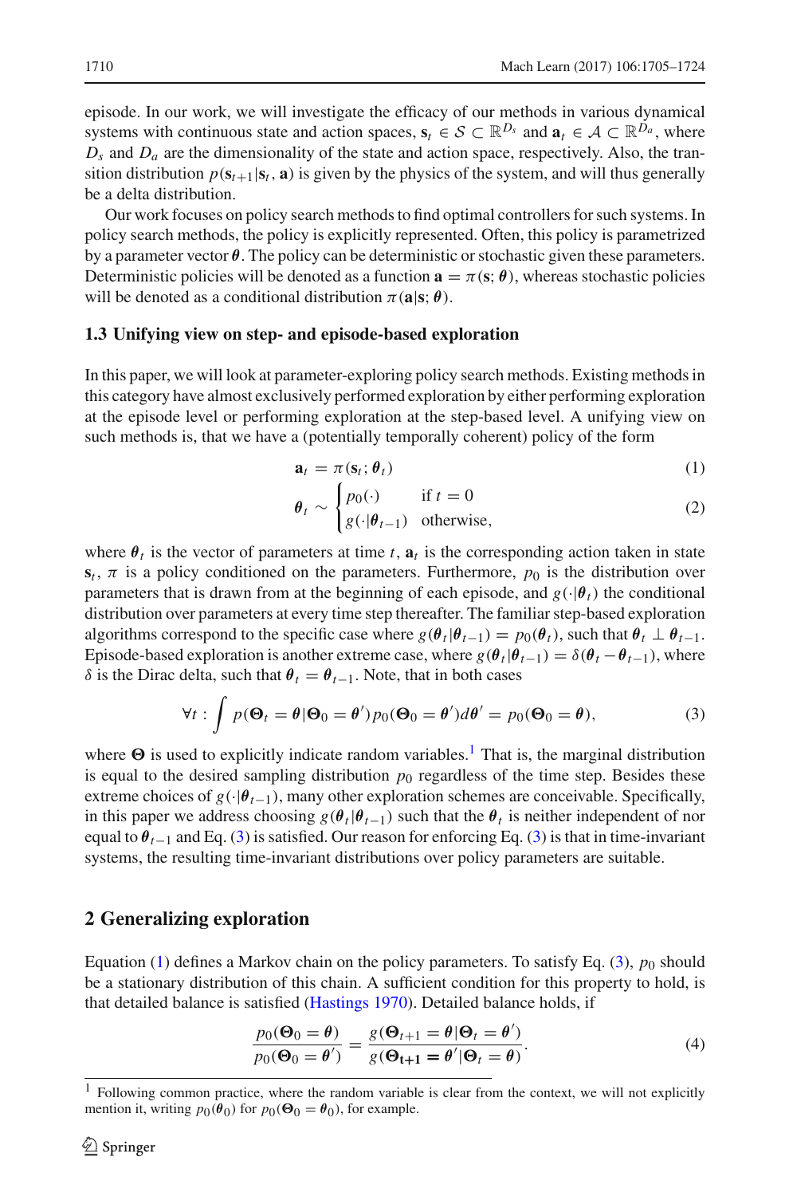episode. In our work, we will investigate the efficacy of our methods in various dynamical systems with continuous state and action spaces, $\mathbf{s}_t \in \mathcal{S} \subset \mathbb{R}^{D_s}$ and $\mathbf{a}_t \in \mathcal{A} \subset \mathbb{R}^{D_a}$, where $D_s$ and $D_a$ are the dimensionality of the state and action space, respectively. Also, the transition distribution $p(\mathbf{s}_{t+1}|\mathbf{s}_t, \mathbf{a})$ is given by the physics of the system, and will thus generally be a delta distribution.

Our work focuses on policy search methods to find optimal controllers for such systems. In policy search methods, the policy is explicitly represented. Often, this policy is parametrized by a parameter vector $\boldsymbol{\theta}$. The policy can be deterministic or stochastic given these parameters. Deterministic policies will be denoted as a function $\mathbf{a} = \pi(\mathbf{s}; \boldsymbol{\theta})$, whereas stochastic policies will be denoted as a conditional distribution $\pi(\mathbf{a}|\mathbf{s}; \boldsymbol{\theta})$.

### 1.3 Unifying view on step- and episode-based exploration

In this paper, we will look at parameter-exploring policy search methods. Existing methods in this category have almost exclusively performed exploration by either performing exploration at the episode level or performing exploration at the step-based level. A unifying view on such methods is, that we have a (potentially temporally coherent) policy of the form

$$\mathbf{a}_t = \pi(\mathbf{s}_t; \boldsymbol{\theta}_t) \tag{1}$$

$$\boldsymbol{\theta}_t \sim \begin{cases} p_0(\cdot) & \text{if } t = 0 \\ g(\cdot|\boldsymbol{\theta}_{t-1}) & \text{otherwise,} \end{cases} \tag{2}$$

where $\boldsymbol{\theta}_t$ is the vector of parameters at time $t$, $\mathbf{a}_t$ is the corresponding action taken in state $\mathbf{s}_t$, $\pi$ is a policy conditioned on the parameters. Furthermore, $p_0$ is the distribution over parameters that is drawn from at the beginning of each episode, and $g(\cdot|\boldsymbol{\theta}_t)$ the conditional distribution over parameters at every time step thereafter. The familiar step-based exploration algorithms correspond to the specific case where $g(\boldsymbol{\theta}_t|\boldsymbol{\theta}_{t-1}) = p_0(\boldsymbol{\theta}_t)$, such that $\boldsymbol{\theta}_t \perp \boldsymbol{\theta}_{t-1}$. Episode-based exploration is another extreme case, where $g(\boldsymbol{\theta}_t|\boldsymbol{\theta}_{t-1}) = \delta(\boldsymbol{\theta}_t - \boldsymbol{\theta}_{t-1})$, where $\delta$ is the Dirac delta, such that $\boldsymbol{\theta}_t = \boldsymbol{\theta}_{t-1}$. Note, that in both cases

$$\forall t : \int p(\boldsymbol{\Theta}_t = \boldsymbol{\theta}|\boldsymbol{\Theta}_0 = \boldsymbol{\theta}')p_0(\boldsymbol{\Theta}_0 = \boldsymbol{\theta}')d\boldsymbol{\theta}' = p_0(\boldsymbol{\Theta}_0 = \boldsymbol{\theta}), \tag{3}$$

where $\boldsymbol{\Theta}$ is used to explicitly indicate random variables.[1] That is, the marginal distribution is equal to the desired sampling distribution $p_0$ regardless of the time step. Besides these extreme choices of $g(\cdot|\boldsymbol{\theta}_{t-1})$, many other exploration schemes are conceivable. Specifically, in this paper we address choosing $g(\boldsymbol{\theta}_t|\boldsymbol{\theta}_{t-1})$ such that the $\boldsymbol{\theta}_t$ is neither independent of nor equal to $\boldsymbol{\theta}_{t-1}$ and Eq. (3) is satisfied. Our reason for enforcing Eq. (3) is that in time-invariant systems, the resulting time-invariant distributions over policy parameters are suitable.

## 2 Generalizing exploration

Equation (1) defines a Markov chain on the policy parameters. To satisfy Eq. (3), $p_0$ should be a stationary distribution of this chain. A sufficient condition for this property to hold, is that detailed balance is satisfied (Hastings 1970). Detailed balance holds, if

$$\frac{p_0(\boldsymbol{\Theta}_0 = \boldsymbol{\theta})}{p_0(\boldsymbol{\Theta}_0 = \boldsymbol{\theta}')} = \frac{g(\boldsymbol{\Theta}_{t+1} = \boldsymbol{\theta}|\boldsymbol{\Theta}_t = \boldsymbol{\theta}')}{g(\boldsymbol{\Theta}_{\mathbf{t+1}} = \boldsymbol{\theta}'|\boldsymbol{\Theta}_t = \boldsymbol{\theta})}. \tag{4}$$

[1] Following common practice, where the random variable is clear from the context, we will not explicitly mention it, writing $p_0(\boldsymbol{\theta}_0)$ for $p_0(\boldsymbol{\Theta}_0 = \boldsymbol{\theta}_0)$, for example.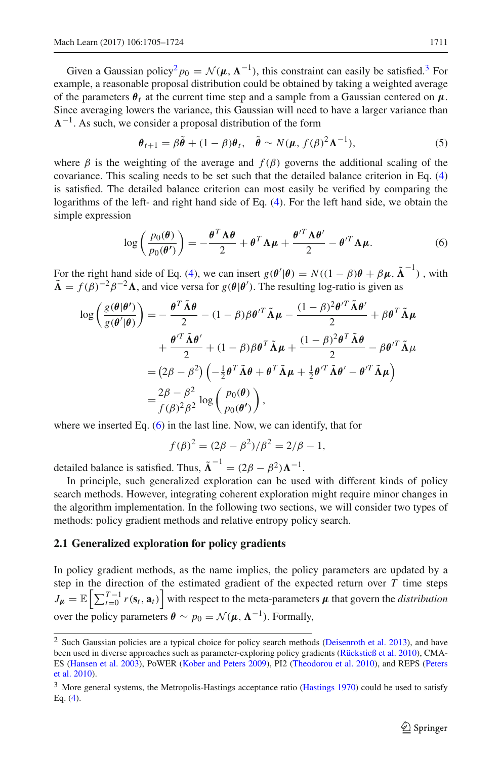Given a Gaussian policy[2] $p_0 = \mathcal{N}(\boldsymbol{\mu}, \boldsymbol{\Lambda}^{-1})$, this constraint can easily be satisfied.[3] For example, a reasonable proposal distribution could be obtained by taking a weighted average of the parameters $\boldsymbol{\theta}_t$ at the current time step and a sample from a Gaussian centered on $\boldsymbol{\mu}$. Since averaging lowers the variance, this Gaussian will need to have a larger variance than $\boldsymbol{\Lambda}^{-1}$. As such, we consider a proposal distribution of the form

$$\boldsymbol{\theta}_{t+1} = \beta\tilde{\boldsymbol{\theta}} + (1-\beta)\boldsymbol{\theta}_t, \quad \tilde{\boldsymbol{\theta}} \sim N(\boldsymbol{\mu}, f(\beta)^2\boldsymbol{\Lambda}^{-1}), \tag{5}$$

where $\beta$ is the weighting of the average and $f(\beta)$ governs the additional scaling of the covariance. This scaling needs to be set such that the detailed balance criterion in Eq. (4) is satisfied. The detailed balance criterion can most easily be verified by comparing the logarithms of the left- and right hand side of Eq. (4). For the left hand side, we obtain the simple expression

$$\log\left(\frac{p_0(\boldsymbol{\theta})}{p_0(\boldsymbol{\theta}')}\right) = -\frac{\boldsymbol{\theta}^T\boldsymbol{\Lambda}\boldsymbol{\theta}}{2} + \boldsymbol{\theta}^T\boldsymbol{\Lambda}\boldsymbol{\mu} + \frac{\boldsymbol{\theta}'^T\boldsymbol{\Lambda}\boldsymbol{\theta}'}{2} - \boldsymbol{\theta}'^T\boldsymbol{\Lambda}\boldsymbol{\mu}. \tag{6}$$

For the right hand side of Eq. (4), we can insert $g(\boldsymbol{\theta}'|\boldsymbol{\theta}) = N((1-\beta)\boldsymbol{\theta} + \beta\boldsymbol{\mu}, \tilde{\boldsymbol{\Lambda}}^{-1})$, with $\tilde{\boldsymbol{\Lambda}} = f(\beta)^{-2}\beta^{-2}\boldsymbol{\Lambda}$, and vice versa for $g(\boldsymbol{\theta}|\boldsymbol{\theta}')$. The resulting log-ratio is given as

$$\begin{aligned}
\log\left(\frac{g(\boldsymbol{\theta}|\boldsymbol{\theta}')}{g(\boldsymbol{\theta}'|\boldsymbol{\theta})}\right) =& -\frac{\boldsymbol{\theta}^T\tilde{\boldsymbol{\Lambda}}\boldsymbol{\theta}}{2} - (1-\beta)\beta\boldsymbol{\theta}'^T\tilde{\boldsymbol{\Lambda}}\boldsymbol{\mu} - \frac{(1-\beta)^2\boldsymbol{\theta}'^T\tilde{\boldsymbol{\Lambda}}\boldsymbol{\theta}'}{2} + \beta\boldsymbol{\theta}^T\tilde{\boldsymbol{\Lambda}}\boldsymbol{\mu} \\
&+ \frac{\boldsymbol{\theta}'^T\tilde{\boldsymbol{\Lambda}}\boldsymbol{\theta}'}{2} + (1-\beta)\beta\boldsymbol{\theta}^T\tilde{\boldsymbol{\Lambda}}\boldsymbol{\mu} + \frac{(1-\beta)^2\boldsymbol{\theta}^T\tilde{\boldsymbol{\Lambda}}\boldsymbol{\theta}}{2} - \beta\boldsymbol{\theta}'^T\tilde{\boldsymbol{\Lambda}}\mu \\
=& \left(2\beta - \beta^2\right)\left(-\tfrac{1}{2}\boldsymbol{\theta}^T\tilde{\boldsymbol{\Lambda}}\boldsymbol{\theta} + \boldsymbol{\theta}^T\tilde{\boldsymbol{\Lambda}}\boldsymbol{\mu} + \tfrac{1}{2}\boldsymbol{\theta}'^T\tilde{\boldsymbol{\Lambda}}\boldsymbol{\theta}' - \boldsymbol{\theta}'^T\tilde{\boldsymbol{\Lambda}}\boldsymbol{\mu}\right) \\
=& \frac{2\beta - \beta^2}{f(\beta)^2\beta^2}\log\left(\frac{p_0(\boldsymbol{\theta})}{p_0(\boldsymbol{\theta}')}\right),
\end{aligned}$$

where we inserted Eq. (6) in the last line. Now, we can identify, that for

$$f(\beta)^2 = (2\beta - \beta^2)/\beta^2 = 2/\beta - 1,$$

detailed balance is satisfied. Thus, $\tilde{\boldsymbol{\Lambda}}^{-1} = (2\beta - \beta^2)\boldsymbol{\Lambda}^{-1}$.

In principle, such generalized exploration can be used with different kinds of policy search methods. However, integrating coherent exploration might require minor changes in the algorithm implementation. In the following two sections, we will consider two types of methods: policy gradient methods and relative entropy policy search.

## 2.1 Generalized exploration for policy gradients

In policy gradient methods, as the name implies, the policy parameters are updated by a step in the direction of the estimated gradient of the expected return over $T$ time steps $J_{\boldsymbol{\mu}} = \mathbb{E}\left[\sum_{t=0}^{T-1} r(\mathbf{s}_t, \mathbf{a}_t)\right]$ with respect to the meta-parameters $\boldsymbol{\mu}$ that govern the *distribution* over the policy parameters $\boldsymbol{\theta} \sim p_0 = \mathcal{N}(\boldsymbol{\mu}, \boldsymbol{\Lambda}^{-1})$. Formally,

---

[2] Such Gaussian policies are a typical choice for policy search methods (Deisenroth et al. 2013), and have been used in diverse approaches such as parameter-exploring policy gradients (Rückstieß et al. 2010), CMA-ES (Hansen et al. 2003), PoWER (Kober and Peters 2009), PI2 (Theodorou et al. 2010), and REPS (Peters et al. 2010).

[3] More general systems, the Metropolis-Hastings acceptance ratio (Hastings 1970) could be used to satisfy Eq. (4).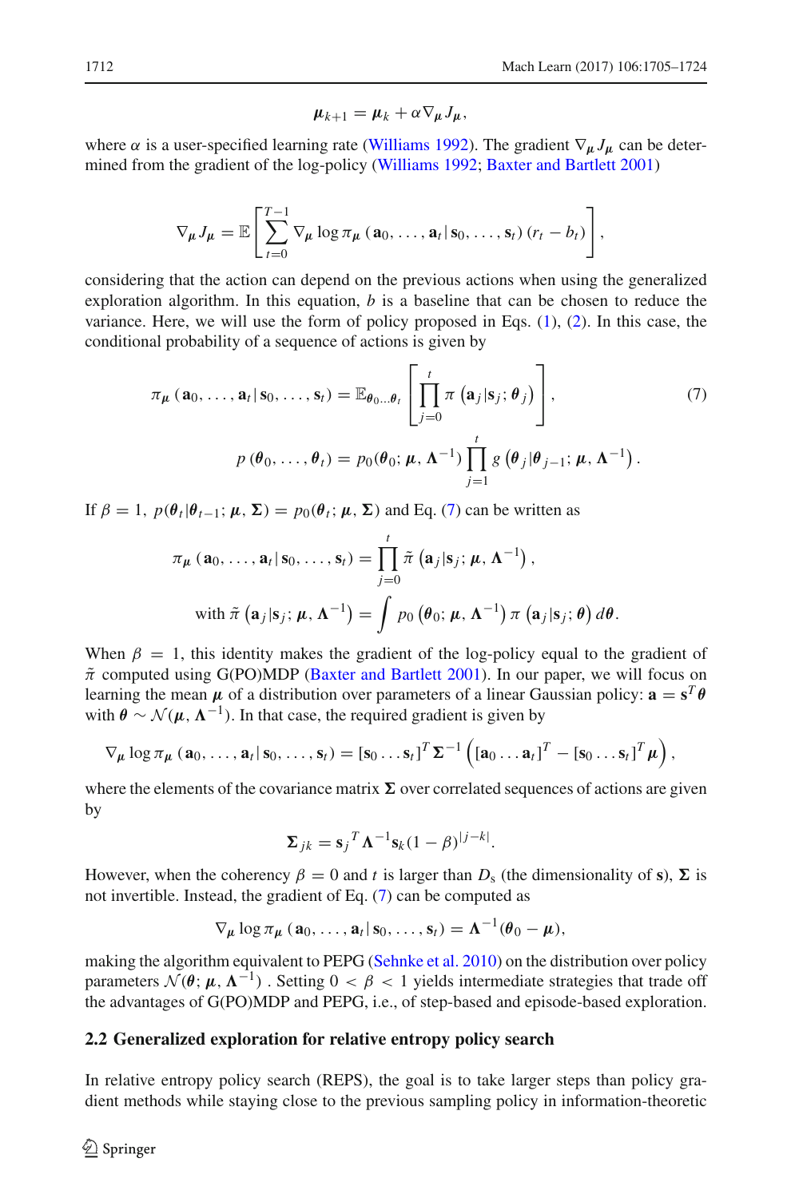$$\boldsymbol{\mu}_{k+1} = \boldsymbol{\mu}_k + \alpha \nabla_{\boldsymbol{\mu}} J_{\boldsymbol{\mu}},$$

where $\alpha$ is a user-specified learning rate (Williams 1992). The gradient $\nabla_{\boldsymbol{\mu}} J_{\boldsymbol{\mu}}$ can be determined from the gradient of the log-policy (Williams 1992; Baxter and Bartlett 2001)

$$\nabla_{\boldsymbol{\mu}} J_{\boldsymbol{\mu}} = \mathbb{E}\left[\sum_{t=0}^{T-1} \nabla_{\boldsymbol{\mu}} \log \pi_{\boldsymbol{\mu}}\left(\mathbf{a}_0, \ldots, \mathbf{a}_t \,|\, \mathbf{s}_0, \ldots, \mathbf{s}_t\right)(r_t - b_t)\right],$$

considering that the action can depend on the previous actions when using the generalized exploration algorithm. In this equation, $b$ is a baseline that can be chosen to reduce the variance. Here, we will use the form of policy proposed in Eqs. (1), (2). In this case, the conditional probability of a sequence of actions is given by

$$\pi_{\boldsymbol{\mu}}\left(\mathbf{a}_0, \ldots, \mathbf{a}_t \,|\, \mathbf{s}_0, \ldots, \mathbf{s}_t\right) = \mathbb{E}_{\boldsymbol{\theta}_0 \ldots \boldsymbol{\theta}_t}\left[\prod_{j=0}^{t} \pi\left(\mathbf{a}_j | \mathbf{s}_j; \boldsymbol{\theta}_j\right)\right], \tag{7}$$

$$p\left(\boldsymbol{\theta}_0, \ldots, \boldsymbol{\theta}_t\right) = p_0(\boldsymbol{\theta}_0; \boldsymbol{\mu}, \boldsymbol{\Lambda}^{-1}) \prod_{j=1}^{t} g\left(\boldsymbol{\theta}_j | \boldsymbol{\theta}_{j-1}; \boldsymbol{\mu}, \boldsymbol{\Lambda}^{-1}\right).$$

If $\beta = 1$, $p(\boldsymbol{\theta}_t | \boldsymbol{\theta}_{t-1}; \boldsymbol{\mu}, \boldsymbol{\Sigma}) = p_0(\boldsymbol{\theta}_t; \boldsymbol{\mu}, \boldsymbol{\Sigma})$ and Eq. (7) can be written as

$$\pi_{\boldsymbol{\mu}}\left(\mathbf{a}_0, \ldots, \mathbf{a}_t \,|\, \mathbf{s}_0, \ldots, \mathbf{s}_t\right) = \prod_{j=0}^{t} \tilde{\pi}\left(\mathbf{a}_j | \mathbf{s}_j; \boldsymbol{\mu}, \boldsymbol{\Lambda}^{-1}\right),$$

$$\text{with } \tilde{\pi}\left(\mathbf{a}_j | \mathbf{s}_j; \boldsymbol{\mu}, \boldsymbol{\Lambda}^{-1}\right) = \int p_0\left(\boldsymbol{\theta}_0; \boldsymbol{\mu}, \boldsymbol{\Lambda}^{-1}\right) \pi\left(\mathbf{a}_j | \mathbf{s}_j; \boldsymbol{\theta}\right) d\boldsymbol{\theta}.$$

When $\beta = 1$, this identity makes the gradient of the log-policy equal to the gradient of $\tilde{\pi}$ computed using G(PO)MDP (Baxter and Bartlett 2001). In our paper, we will focus on learning the mean $\boldsymbol{\mu}$ of a distribution over parameters of a linear Gaussian policy: $\mathbf{a} = \mathbf{s}^T \boldsymbol{\theta}$ with $\boldsymbol{\theta} \sim \mathcal{N}(\boldsymbol{\mu}, \boldsymbol{\Lambda}^{-1})$. In that case, the required gradient is given by

$$\nabla_{\boldsymbol{\mu}} \log \pi_{\boldsymbol{\mu}}\left(\mathbf{a}_0, \ldots, \mathbf{a}_t \,|\, \mathbf{s}_0, \ldots, \mathbf{s}_t\right) = [\mathbf{s}_0 \ldots \mathbf{s}_t]^T \boldsymbol{\Sigma}^{-1}\left([\mathbf{a}_0 \ldots \mathbf{a}_t]^T - [\mathbf{s}_0 \ldots \mathbf{s}_t]^T \boldsymbol{\mu}\right),$$

where the elements of the covariance matrix $\boldsymbol{\Sigma}$ over correlated sequences of actions are given by

$$\boldsymbol{\Sigma}_{jk} = {\mathbf{s}_j}^T \boldsymbol{\Lambda}^{-1} \mathbf{s}_k (1 - \beta)^{|j-k|}.$$

However, when the coherency $\beta = 0$ and $t$ is larger than $D_s$ (the dimensionality of $\mathbf{s}$), $\boldsymbol{\Sigma}$ is not invertible. Instead, the gradient of Eq. (7) can be computed as

$$\nabla_{\boldsymbol{\mu}} \log \pi_{\boldsymbol{\mu}}\left(\mathbf{a}_0, \ldots, \mathbf{a}_t \,|\, \mathbf{s}_0, \ldots, \mathbf{s}_t\right) = \boldsymbol{\Lambda}^{-1}(\boldsymbol{\theta}_0 - \boldsymbol{\mu}),$$

making the algorithm equivalent to PEPG (Sehnke et al. 2010) on the distribution over policy parameters $\mathcal{N}(\boldsymbol{\theta}; \boldsymbol{\mu}, \boldsymbol{\Lambda}^{-1})$ . Setting $0 < \beta < 1$ yields intermediate strategies that trade off the advantages of G(PO)MDP and PEPG, i.e., of step-based and episode-based exploration.

### 2.2 Generalized exploration for relative entropy policy search

In relative entropy policy search (REPS), the goal is to take larger steps than policy gradient methods while staying close to the previous sampling policy in information-theoretic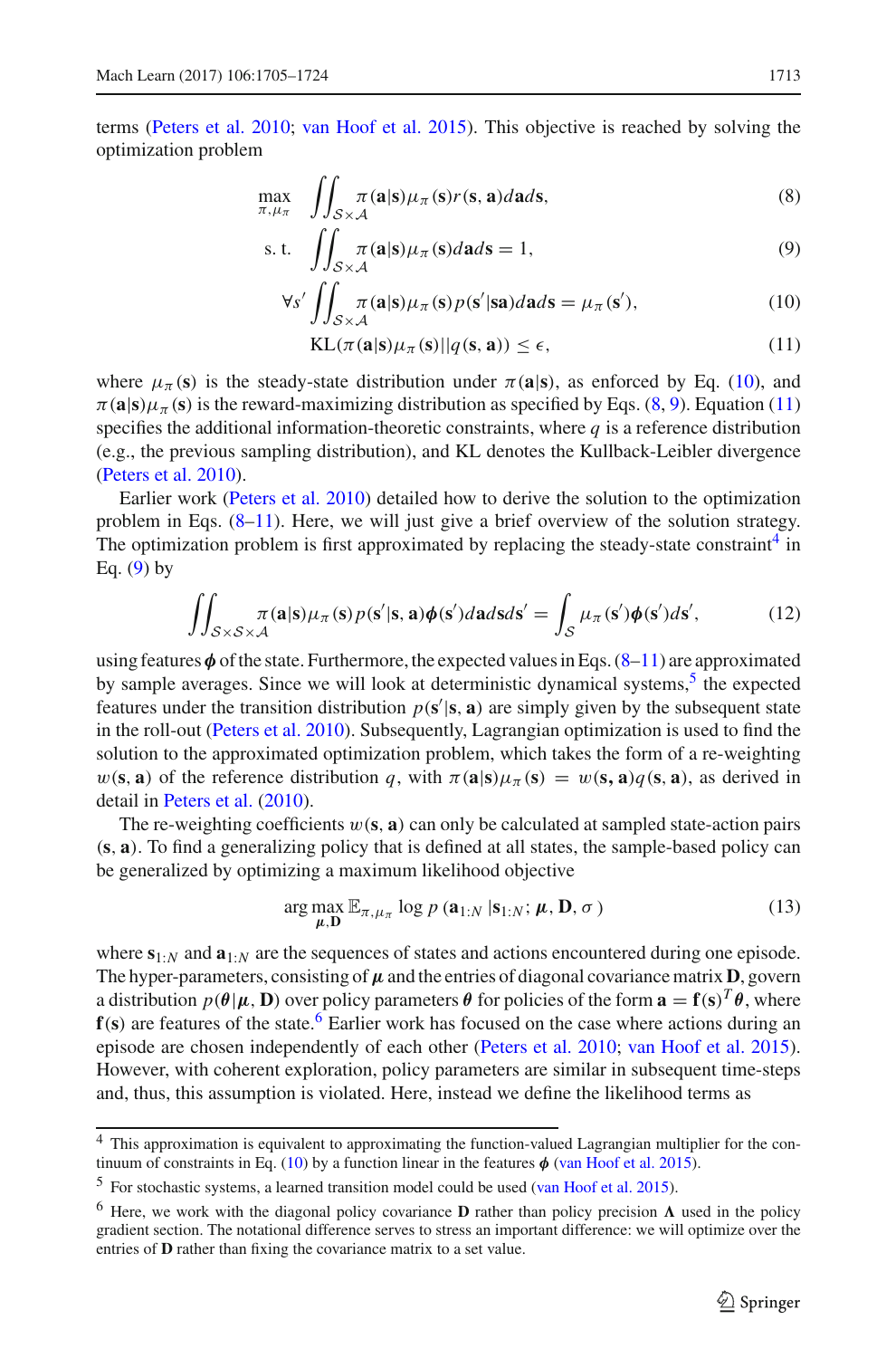terms (Peters et al. 2010; van Hoof et al. 2015). This objective is reached by solving the optimization problem

$$\max_{\pi,\mu_\pi} \iint_{\mathcal{S}\times\mathcal{A}} \pi(\mathbf{a}|\mathbf{s})\mu_\pi(\mathbf{s})r(\mathbf{s},\mathbf{a})d\mathbf{a}d\mathbf{s}, \tag{8}$$

$$\text{s. t.} \iint_{\mathcal{S}\times\mathcal{A}} \pi(\mathbf{a}|\mathbf{s})\mu_\pi(\mathbf{s})d\mathbf{a}d\mathbf{s} = 1, \tag{9}$$

$$\forall s' \iint_{\mathcal{S}\times\mathcal{A}} \pi(\mathbf{a}|\mathbf{s})\mu_\pi(\mathbf{s})p(\mathbf{s}'|\mathbf{sa})d\mathbf{a}d\mathbf{s} = \mu_\pi(\mathbf{s}'), \tag{10}$$

$$\text{KL}(\pi(\mathbf{a}|\mathbf{s})\mu_\pi(\mathbf{s})||q(\mathbf{s},\mathbf{a})) \leq \epsilon, \tag{11}$$

where $\mu_\pi(\mathbf{s})$ is the steady-state distribution under $\pi(\mathbf{a}|\mathbf{s})$, as enforced by Eq. (10), and $\pi(\mathbf{a}|\mathbf{s})\mu_\pi(\mathbf{s})$ is the reward-maximizing distribution as specified by Eqs. (8, 9). Equation (11) specifies the additional information-theoretic constraints, where $q$ is a reference distribution (e.g., the previous sampling distribution), and KL denotes the Kullback-Leibler divergence (Peters et al. 2010).

Earlier work (Peters et al. 2010) detailed how to derive the solution to the optimization problem in Eqs. (8–11). Here, we will just give a brief overview of the solution strategy. The optimization problem is first approximated by replacing the steady-state constraint[4] in Eq. (9) by

$$\iint_{\mathcal{S}\times\mathcal{S}\times\mathcal{A}} \pi(\mathbf{a}|\mathbf{s})\mu_\pi(\mathbf{s})p(\mathbf{s}'|\mathbf{s},\mathbf{a})\boldsymbol{\phi}(\mathbf{s}')d\mathbf{a}d\mathbf{s}d\mathbf{s}' = \int_{\mathcal{S}} \mu_\pi(\mathbf{s}')\boldsymbol{\phi}(\mathbf{s}')d\mathbf{s}', \tag{12}$$

using features $\boldsymbol{\phi}$ of the state. Furthermore, the expected values in Eqs. (8–11) are approximated by sample averages. Since we will look at deterministic dynamical systems,[5] the expected features under the transition distribution $p(\mathbf{s}'|\mathbf{s},\mathbf{a})$ are simply given by the subsequent state in the roll-out (Peters et al. 2010). Subsequently, Lagrangian optimization is used to find the solution to the approximated optimization problem, which takes the form of a re-weighting $w(\mathbf{s},\mathbf{a})$ of the reference distribution $q$, with $\pi(\mathbf{a}|\mathbf{s})\mu_\pi(\mathbf{s}) = w(\mathbf{s},\mathbf{a})q(\mathbf{s},\mathbf{a})$, as derived in detail in Peters et al. (2010).

The re-weighting coefficients $w(\mathbf{s},\mathbf{a})$ can only be calculated at sampled state-action pairs $(\mathbf{s},\mathbf{a})$. To find a generalizing policy that is defined at all states, the sample-based policy can be generalized by optimizing a maximum likelihood objective

$$\arg\max_{\boldsymbol{\mu},\mathbf{D}} \mathbb{E}_{\pi,\mu_\pi} \log p\left(\mathbf{a}_{1:N}|\mathbf{s}_{1:N};\boldsymbol{\mu},\mathbf{D},\sigma\right) \tag{13}$$

where $\mathbf{s}_{1:N}$ and $\mathbf{a}_{1:N}$ are the sequences of states and actions encountered during one episode. The hyper-parameters, consisting of $\boldsymbol{\mu}$ and the entries of diagonal covariance matrix $\mathbf{D}$, govern a distribution $p(\boldsymbol{\theta}|\boldsymbol{\mu},\mathbf{D})$ over policy parameters $\boldsymbol{\theta}$ for policies of the form $\mathbf{a} = \mathbf{f}(\mathbf{s})^T\boldsymbol{\theta}$, where $\mathbf{f}(\mathbf{s})$ are features of the state.[6] Earlier work has focused on the case where actions during an episode are chosen independently of each other (Peters et al. 2010; van Hoof et al. 2015). However, with coherent exploration, policy parameters are similar in subsequent time-steps and, thus, this assumption is violated. Here, instead we define the likelihood terms as

---

[4] This approximation is equivalent to approximating the function-valued Lagrangian multiplier for the continuum of constraints in Eq. (10) by a function linear in the features $\boldsymbol{\phi}$ (van Hoof et al. 2015).

[5] For stochastic systems, a learned transition model could be used (van Hoof et al. 2015).

[6] Here, we work with the diagonal policy covariance $\mathbf{D}$ rather than policy precision $\boldsymbol{\Lambda}$ used in the policy gradient section. The notational difference serves to stress an important difference: we will optimize over the entries of $\mathbf{D}$ rather than fixing the covariance matrix to a set value.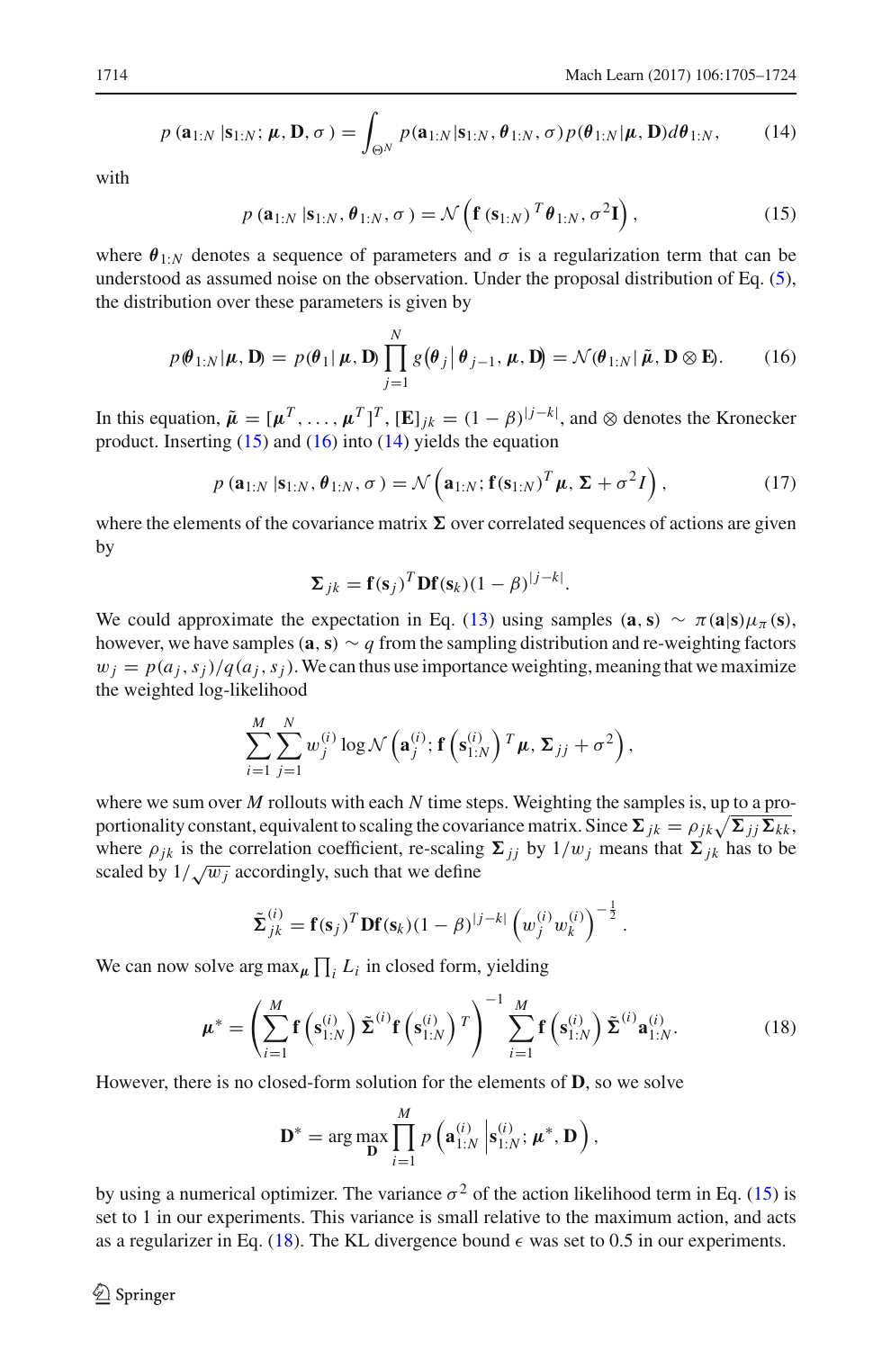$$p\left(\mathbf{a}_{1:N}\,|\mathbf{s}_{1:N};\boldsymbol{\mu},\mathbf{D},\sigma\right)=\int_{\Theta^N} p(\mathbf{a}_{1:N}|\mathbf{s}_{1:N},\boldsymbol{\theta}_{1:N},\sigma)\,p(\boldsymbol{\theta}_{1:N}|\boldsymbol{\mu},\mathbf{D})d\boldsymbol{\theta}_{1:N}, \tag{14}$$

with

$$p\left(\mathbf{a}_{1:N}\,|\mathbf{s}_{1:N},\boldsymbol{\theta}_{1:N},\sigma\right)=\mathcal{N}\left(\mathbf{f}\left(\mathbf{s}_{1:N}\right)^T\boldsymbol{\theta}_{1:N},\sigma^2\mathbf{I}\right), \tag{15}$$

where $\boldsymbol{\theta}_{1:N}$ denotes a sequence of parameters and $\sigma$ is a regularization term that can be understood as assumed noise on the observation. Under the proposal distribution of Eq. (5), the distribution over these parameters is given by

$$p(\boldsymbol{\theta}_{1:N}|\boldsymbol{\mu},\mathbf{D})=p(\boldsymbol{\theta}_1|\,\boldsymbol{\mu},\mathbf{D})\prod_{j=1}^{N} g\left(\boldsymbol{\theta}_j\,\middle|\,\boldsymbol{\theta}_{j-1},\boldsymbol{\mu},\mathbf{D}\right)=\mathcal{N}(\boldsymbol{\theta}_{1:N}|\,\tilde{\boldsymbol{\mu}},\mathbf{D}\otimes\mathbf{E}). \tag{16}$$

In this equation, $\tilde{\boldsymbol{\mu}}=[\boldsymbol{\mu}^T,\ldots,\boldsymbol{\mu}^T]^T$, $[\mathbf{E}]_{jk}=(1-\beta)^{|j-k|}$, and $\otimes$ denotes the Kronecker product. Inserting (15) and (16) into (14) yields the equation

$$p\left(\mathbf{a}_{1:N}\,|\mathbf{s}_{1:N},\boldsymbol{\theta}_{1:N},\sigma\right)=\mathcal{N}\left(\mathbf{a}_{1:N};\mathbf{f}(\mathbf{s}_{1:N})^T\boldsymbol{\mu},\boldsymbol{\Sigma}+\sigma^2 I\right), \tag{17}$$

where the elements of the covariance matrix $\boldsymbol{\Sigma}$ over correlated sequences of actions are given by

$$\boldsymbol{\Sigma}_{jk}=\mathbf{f}(\mathbf{s}_j)^T\mathbf{D}\mathbf{f}(\mathbf{s}_k)(1-\beta)^{|j-k|}.$$

We could approximate the expectation in Eq. (13) using samples $(\mathbf{a},\mathbf{s})\sim\pi(\mathbf{a}|\mathbf{s})\mu_\pi(\mathbf{s})$, however, we have samples $(\mathbf{a},\mathbf{s})\sim q$ from the sampling distribution and re-weighting factors $w_j=p(a_j,s_j)/q(a_j,s_j)$. We can thus use importance weighting, meaning that we maximize the weighted log-likelihood

$$\sum_{i=1}^{M}\sum_{j=1}^{N} w_j^{(i)}\log\mathcal{N}\left(\mathbf{a}_j^{(i)};\mathbf{f}\left(\mathbf{s}_{1:N}^{(i)}\right)^T\boldsymbol{\mu},\boldsymbol{\Sigma}_{jj}+\sigma^2\right),$$

where we sum over $M$ rollouts with each $N$ time steps. Weighting the samples is, up to a proportionality constant, equivalent to scaling the covariance matrix. Since $\boldsymbol{\Sigma}_{jk}=\rho_{jk}\sqrt{\boldsymbol{\Sigma}_{jj}\boldsymbol{\Sigma}_{kk}}$, where $\rho_{jk}$ is the correlation coefficient, re-scaling $\boldsymbol{\Sigma}_{jj}$ by $1/w_j$ means that $\boldsymbol{\Sigma}_{jk}$ has to be scaled by $1/\sqrt{w_j}$ accordingly, such that we define

$$\tilde{\boldsymbol{\Sigma}}_{jk}^{(i)}=\mathbf{f}(\mathbf{s}_j)^T\mathbf{D}\mathbf{f}(\mathbf{s}_k)(1-\beta)^{|j-k|}\left(w_j^{(i)}w_k^{(i)}\right)^{-\frac{1}{2}}.$$

We can now solve $\arg\max_{\boldsymbol{\mu}}\prod_i L_i$ in closed form, yielding

$$\boldsymbol{\mu}^*=\left(\sum_{i=1}^{M}\mathbf{f}\left(\mathbf{s}_{1:N}^{(i)}\right)\tilde{\boldsymbol{\Sigma}}^{(i)}\mathbf{f}\left(\mathbf{s}_{1:N}^{(i)}\right)^T\right)^{-1}\sum_{i=1}^{M}\mathbf{f}\left(\mathbf{s}_{1:N}^{(i)}\right)\tilde{\boldsymbol{\Sigma}}^{(i)}\mathbf{a}_{1:N}^{(i)}. \tag{18}$$

However, there is no closed-form solution for the elements of $\mathbf{D}$, so we solve

$$\mathbf{D}^*=\arg\max_{\mathbf{D}}\prod_{i=1}^{M} p\left(\mathbf{a}_{1:N}^{(i)}\,\middle|\mathbf{s}_{1:N}^{(i)};\boldsymbol{\mu}^*,\mathbf{D}\right),$$

by using a numerical optimizer. The variance $\sigma^2$ of the action likelihood term in Eq. (15) is set to 1 in our experiments. This variance is small relative to the maximum action, and acts as a regularizer in Eq. (18). The KL divergence bound $\epsilon$ was set to 0.5 in our experiments.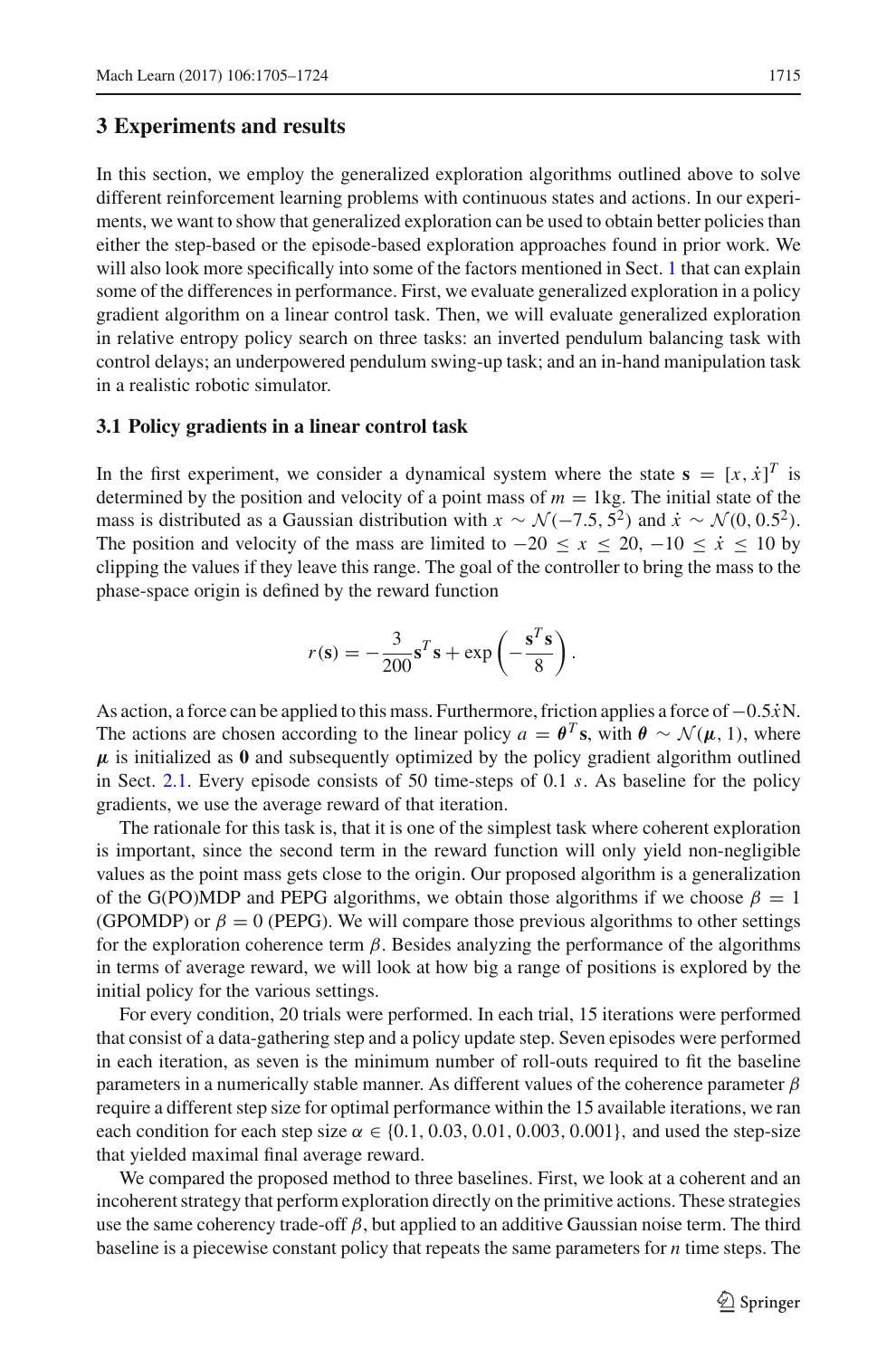## 3 Experiments and results

In this section, we employ the generalized exploration algorithms outlined above to solve different reinforcement learning problems with continuous states and actions. In our experiments, we want to show that generalized exploration can be used to obtain better policies than either the step-based or the episode-based exploration approaches found in prior work. We will also look more specifically into some of the factors mentioned in Sect. 1 that can explain some of the differences in performance. First, we evaluate generalized exploration in a policy gradient algorithm on a linear control task. Then, we will evaluate generalized exploration in relative entropy policy search on three tasks: an inverted pendulum balancing task with control delays; an underpowered pendulum swing-up task; and an in-hand manipulation task in a realistic robotic simulator.

### 3.1 Policy gradients in a linear control task

In the first experiment, we consider a dynamical system where the state $\mathbf{s} = [x, \dot{x}]^T$ is determined by the position and velocity of a point mass of $m = 1$kg. The initial state of the mass is distributed as a Gaussian distribution with $x \sim \mathcal{N}(-7.5, 5^2)$ and $\dot{x} \sim \mathcal{N}(0, 0.5^2)$. The position and velocity of the mass are limited to $-20 \leq x \leq 20$, $-10 \leq \dot{x} \leq 10$ by clipping the values if they leave this range. The goal of the controller to bring the mass to the phase-space origin is defined by the reward function

$$r(\mathbf{s}) = -\frac{3}{200}\mathbf{s}^T\mathbf{s} + \exp\left(-\frac{\mathbf{s}^T\mathbf{s}}{8}\right).$$

As action, a force can be applied to this mass. Furthermore, friction applies a force of $-0.5\dot{x}$N. The actions are chosen according to the linear policy $a = \boldsymbol{\theta}^T\mathbf{s}$, with $\boldsymbol{\theta} \sim \mathcal{N}(\boldsymbol{\mu}, 1)$, where $\boldsymbol{\mu}$ is initialized as $\mathbf{0}$ and subsequently optimized by the policy gradient algorithm outlined in Sect. 2.1. Every episode consists of 50 time-steps of 0.1 $s$. As baseline for the policy gradients, we use the average reward of that iteration.

The rationale for this task is, that it is one of the simplest task where coherent exploration is important, since the second term in the reward function will only yield non-negligible values as the point mass gets close to the origin. Our proposed algorithm is a generalization of the G(PO)MDP and PEPG algorithms, we obtain those algorithms if we choose $\beta = 1$ (GPOMDP) or $\beta = 0$ (PEPG). We will compare those previous algorithms to other settings for the exploration coherence term $\beta$. Besides analyzing the performance of the algorithms in terms of average reward, we will look at how big a range of positions is explored by the initial policy for the various settings.

For every condition, 20 trials were performed. In each trial, 15 iterations were performed that consist of a data-gathering step and a policy update step. Seven episodes were performed in each iteration, as seven is the minimum number of roll-outs required to fit the baseline parameters in a numerically stable manner. As different values of the coherence parameter $\beta$ require a different step size for optimal performance within the 15 available iterations, we ran each condition for each step size $\alpha \in \{0.1, 0.03, 0.01, 0.003, 0.001\}$, and used the step-size that yielded maximal final average reward.

We compared the proposed method to three baselines. First, we look at a coherent and an incoherent strategy that perform exploration directly on the primitive actions. These strategies use the same coherency trade-off $\beta$, but applied to an additive Gaussian noise term. The third baseline is a piecewise constant policy that repeats the same parameters for $n$ time steps. The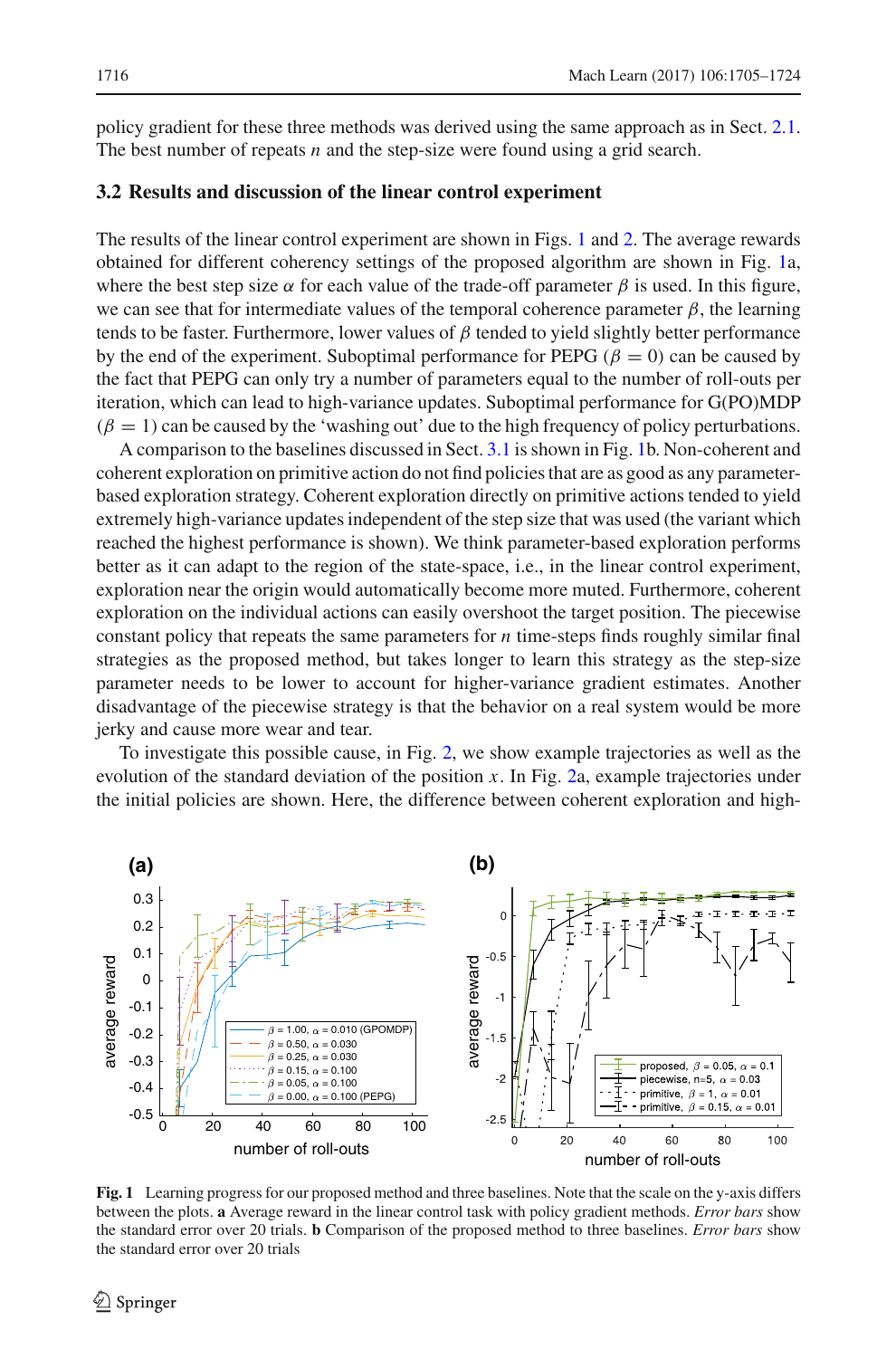policy gradient for these three methods was derived using the same approach as in Sect. 2.1. The best number of repeats $n$ and the step-size were found using a grid search.

### 3.2 Results and discussion of the linear control experiment

The results of the linear control experiment are shown in Figs. 1 and 2. The average rewards obtained for different coherency settings of the proposed algorithm are shown in Fig. 1a, where the best step size $\alpha$ for each value of the trade-off parameter $\beta$ is used. In this figure, we can see that for intermediate values of the temporal coherence parameter $\beta$, the learning tends to be faster. Furthermore, lower values of $\beta$ tended to yield slightly better performance by the end of the experiment. Suboptimal performance for PEPG ($\beta = 0$) can be caused by the fact that PEPG can only try a number of parameters equal to the number of roll-outs per iteration, which can lead to high-variance updates. Suboptimal performance for G(PO)MDP ($\beta = 1$) can be caused by the 'washing out' due to the high frequency of policy perturbations.

A comparison to the baselines discussed in Sect. 3.1 is shown in Fig. 1b. Non-coherent and coherent exploration on primitive action do not find policies that are as good as any parameter-based exploration strategy. Coherent exploration directly on primitive actions tended to yield extremely high-variance updates independent of the step size that was used (the variant which reached the highest performance is shown). We think parameter-based exploration performs better as it can adapt to the region of the state-space, i.e., in the linear control experiment, exploration near the origin would automatically become more muted. Furthermore, coherent exploration on the individual actions can easily overshoot the target position. The piecewise constant policy that repeats the same parameters for $n$ time-steps finds roughly similar final strategies as the proposed method, but takes longer to learn this strategy as the step-size parameter needs to be lower to account for higher-variance gradient estimates. Another disadvantage of the piecewise strategy is that the behavior on a real system would be more jerky and cause more wear and tear.

To investigate this possible cause, in Fig. 2, we show example trajectories as well as the evolution of the standard deviation of the position $x$. In Fig. 2a, example trajectories under the initial policies are shown. Here, the difference between coherent exploration and high-

**Fig. 1** Learning progress for our proposed method and three baselines. Note that the scale on the y-axis differs between the plots. **a** Average reward in the linear control task with policy gradient methods. *Error bars* show the standard error over 20 trials. **b** Comparison of the proposed method to three baselines. *Error bars* show the standard error over 20 trials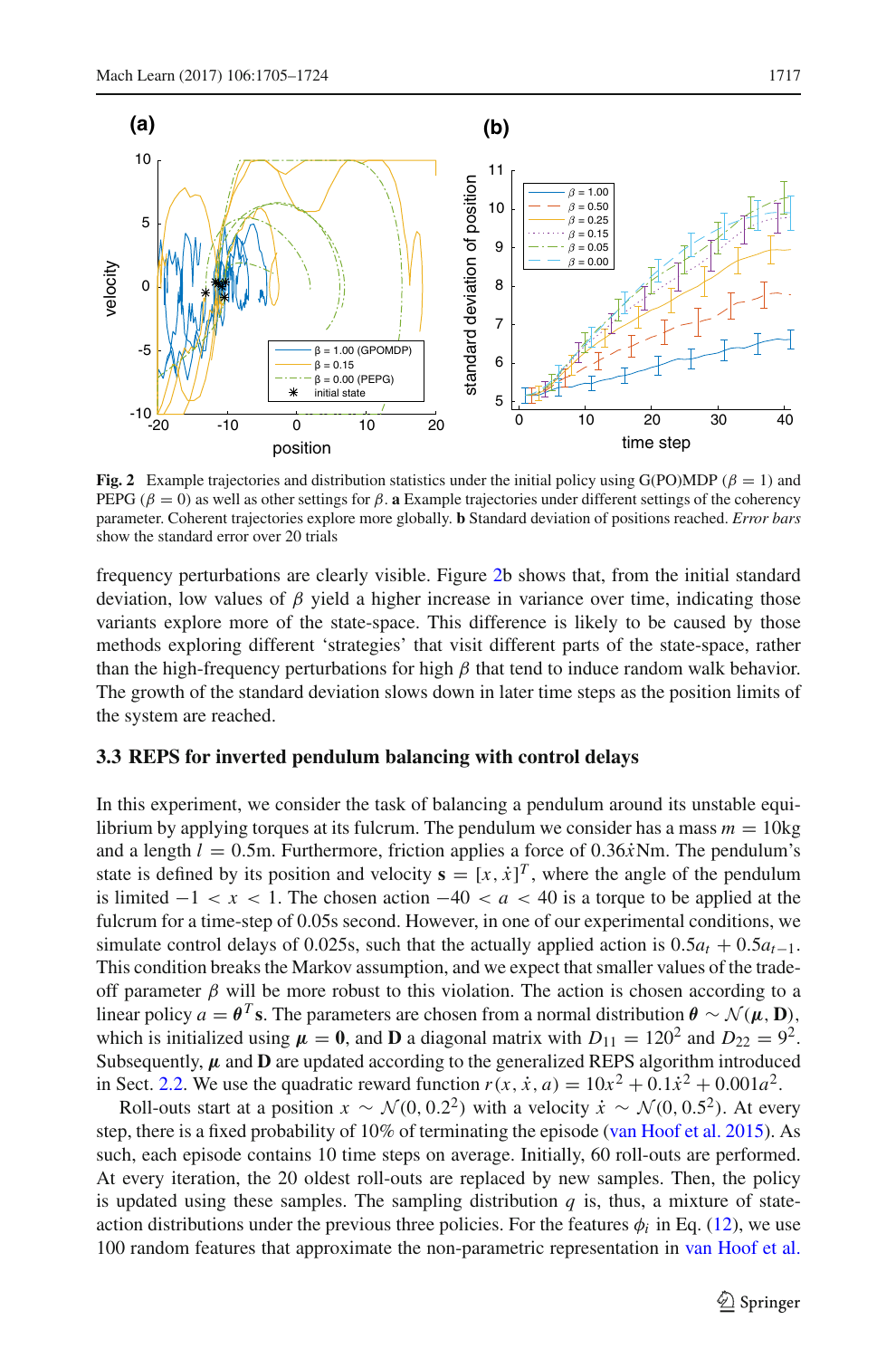**Fig. 2** Example trajectories and distribution statistics under the initial policy using G(PO)MDP ($\beta = 1$) and PEPG ($\beta = 0$) as well as other settings for $\beta$. **a** Example trajectories under different settings of the coherency parameter. Coherent trajectories explore more globally. **b** Standard deviation of positions reached. *Error bars* show the standard error over 20 trials

frequency perturbations are clearly visible. Figure 2b shows that, from the initial standard deviation, low values of $\beta$ yield a higher increase in variance over time, indicating those variants explore more of the state-space. This difference is likely to be caused by those methods exploring different 'strategies' that visit different parts of the state-space, rather than the high-frequency perturbations for high $\beta$ that tend to induce random walk behavior. The growth of the standard deviation slows down in later time steps as the position limits of the system are reached.

### 3.3 REPS for inverted pendulum balancing with control delays

In this experiment, we consider the task of balancing a pendulum around its unstable equilibrium by applying torques at its fulcrum. The pendulum we consider has a mass $m = 10$kg and a length $l = 0.5$m. Furthermore, friction applies a force of $0.36\dot{x}$Nm. The pendulum's state is defined by its position and velocity $\mathbf{s} = [x, \dot{x}]^T$, where the angle of the pendulum is limited $-1 < x < 1$. The chosen action $-40 < a < 40$ is a torque to be applied at the fulcrum for a time-step of 0.05 second. However, in one of our experimental conditions, we simulate control delays of 0.025s, such that the actually applied action is $0.5a_t + 0.5a_{t-1}$. This condition breaks the Markov assumption, and we expect that smaller values of the trade-off parameter $\beta$ will be more robust to this violation. The action is chosen according to a linear policy $a = \boldsymbol{\theta}^T\mathbf{s}$. The parameters are chosen from a normal distribution $\boldsymbol{\theta} \sim \mathcal{N}(\boldsymbol{\mu}, \mathbf{D})$, which is initialized using $\boldsymbol{\mu} = \mathbf{0}$, and $\mathbf{D}$ a diagonal matrix with $D_{11} = 120^2$ and $D_{22} = 9^2$. Subsequently, $\boldsymbol{\mu}$ and $\mathbf{D}$ are updated according to the generalized REPS algorithm introduced in Sect. 2.2. We use the quadratic reward function $r(x, \dot{x}, a) = 10x^2 + 0.1\dot{x}^2 + 0.001a^2$.

Roll-outs start at a position $x \sim \mathcal{N}(0, 0.2^2)$ with a velocity $\dot{x} \sim \mathcal{N}(0, 0.5^2)$. At every step, there is a fixed probability of 10% of terminating the episode (van Hoof et al. 2015). As such, each episode contains 10 time steps on average. Initially, 60 roll-outs are performed. At every iteration, the 20 oldest roll-outs are replaced by new samples. Then, the policy is updated using these samples. The sampling distribution $q$ is, thus, a mixture of state-action distributions under the previous three policies. For the features $\phi_i$ in Eq. (12), we use 100 random features that approximate the non-parametric representation in van Hoof et al.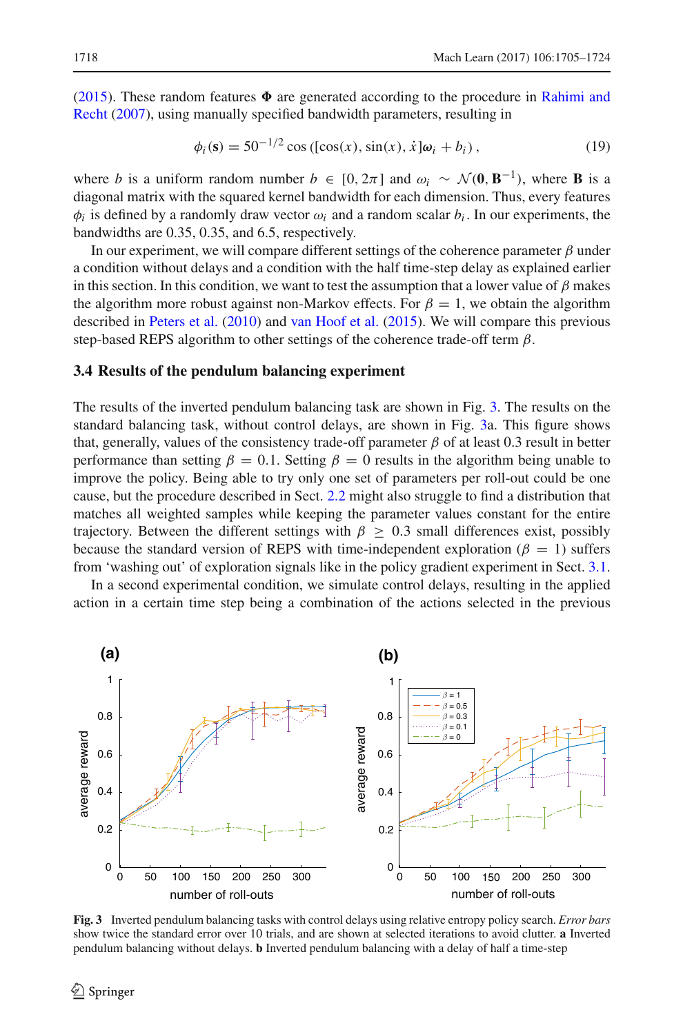(2015). These random features $\mathbf{\Phi}$ are generated according to the procedure in Rahimi and Recht (2007), using manually specified bandwidth parameters, resulting in

$$\phi_i(\mathbf{s}) = 50^{-1/2} \cos\left([\cos(x), \sin(x), \dot{x}]\boldsymbol{\omega}_i + b_i\right), \tag{19}$$

where $b$ is a uniform random number $b \in [0, 2\pi]$ and $\omega_i \sim \mathcal{N}(\mathbf{0}, \mathbf{B}^{-1})$, where $\mathbf{B}$ is a diagonal matrix with the squared kernel bandwidth for each dimension. Thus, every features $\phi_i$ is defined by a randomly draw vector $\omega_i$ and a random scalar $b_i$. In our experiments, the bandwidths are 0.35, 0.35, and 6.5, respectively.

In our experiment, we will compare different settings of the coherence parameter $\beta$ under a condition without delays and a condition with the half time-step delay as explained earlier in this section. In this condition, we want to test the assumption that a lower value of $\beta$ makes the algorithm more robust against non-Markov effects. For $\beta = 1$, we obtain the algorithm described in Peters et al. (2010) and van Hoof et al. (2015). We will compare this previous step-based REPS algorithm to other settings of the coherence trade-off term $\beta$.

### 3.4 Results of the pendulum balancing experiment

The results of the inverted pendulum balancing task are shown in Fig. 3. The results on the standard balancing task, without control delays, are shown in Fig. 3a. This figure shows that, generally, values of the consistency trade-off parameter $\beta$ of at least 0.3 result in better performance than setting $\beta = 0.1$. Setting $\beta = 0$ results in the algorithm being unable to improve the policy. Being able to try only one set of parameters per roll-out could be one cause, but the procedure described in Sect. 2.2 might also struggle to find a distribution that matches all weighted samples while keeping the parameter values constant for the entire trajectory. Between the different settings with $\beta \geq 0.3$ small differences exist, possibly because the standard version of REPS with time-independent exploration ($\beta = 1$) suffers from 'washing out' of exploration signals like in the policy gradient experiment in Sect. 3.1.

In a second experimental condition, we simulate control delays, resulting in the applied action in a certain time step being a combination of the actions selected in the previous

Fig. 3 Inverted pendulum balancing tasks with control delays using relative entropy policy search. *Error bars* show twice the standard error over 10 trials, and are shown at selected iterations to avoid clutter. **a** Inverted pendulum balancing without delays. **b** Inverted pendulum balancing with a delay of half a time-step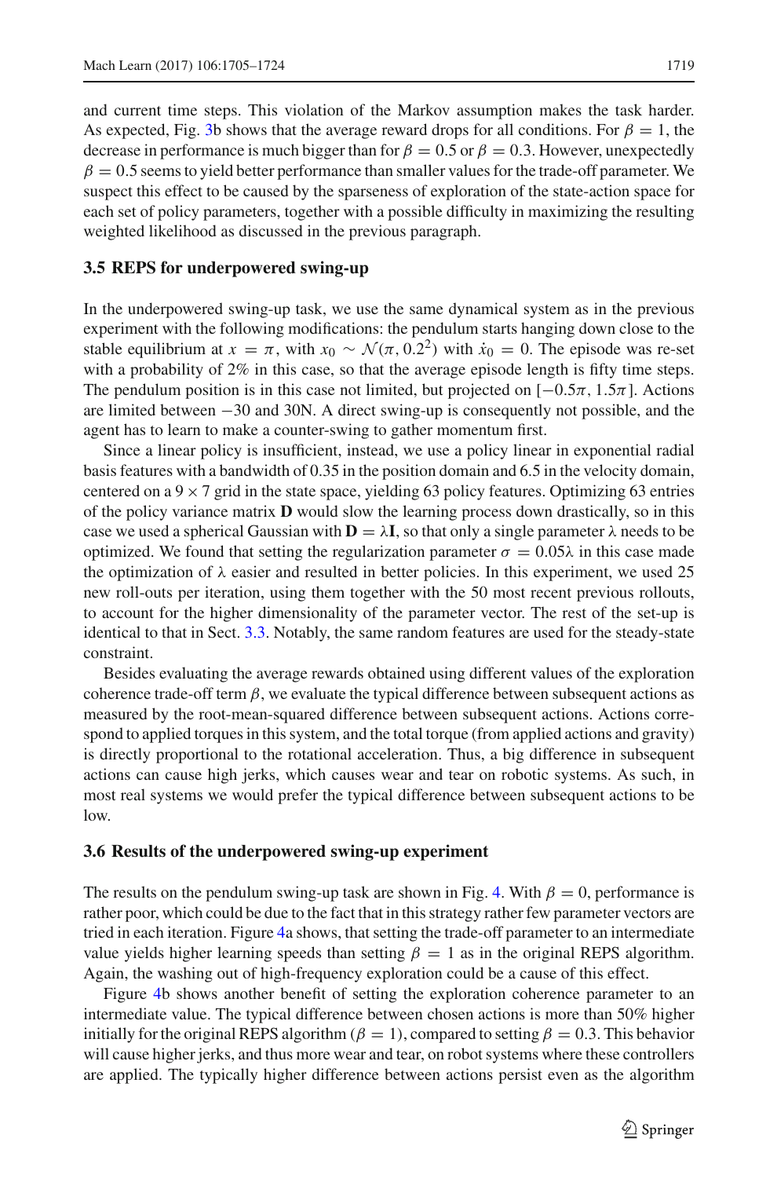and current time steps. This violation of the Markov assumption makes the task harder. As expected, Fig. 3b shows that the average reward drops for all conditions. For $\beta = 1$, the decrease in performance is much bigger than for $\beta = 0.5$ or $\beta = 0.3$. However, unexpectedly $\beta = 0.5$ seems to yield better performance than smaller values for the trade-off parameter. We suspect this effect to be caused by the sparseness of exploration of the state-action space for each set of policy parameters, together with a possible difficulty in maximizing the resulting weighted likelihood as discussed in the previous paragraph.

### 3.5 REPS for underpowered swing-up

In the underpowered swing-up task, we use the same dynamical system as in the previous experiment with the following modifications: the pendulum starts hanging down close to the stable equilibrium at $x = \pi$, with $x_0 \sim \mathcal{N}(\pi, 0.2^2)$ with $\dot{x}_0 = 0$. The episode was re-set with a probability of 2% in this case, so that the average episode length is fifty time steps. The pendulum position is in this case not limited, but projected on $[-0.5\pi, 1.5\pi]$. Actions are limited between $-30$ and 30N. A direct swing-up is consequently not possible, and the agent has to learn to make a counter-swing to gather momentum first.

Since a linear policy is insufficient, instead, we use a policy linear in exponential radial basis features with a bandwidth of 0.35 in the position domain and 6.5 in the velocity domain, centered on a $9 \times 7$ grid in the state space, yielding 63 policy features. Optimizing 63 entries of the policy variance matrix $\mathbf{D}$ would slow the learning process down drastically, so in this case we used a spherical Gaussian with $\mathbf{D} = \lambda \mathbf{I}$, so that only a single parameter $\lambda$ needs to be optimized. We found that setting the regularization parameter $\sigma = 0.05\lambda$ in this case made the optimization of $\lambda$ easier and resulted in better policies. In this experiment, we used 25 new roll-outs per iteration, using them together with the 50 most recent previous rollouts, to account for the higher dimensionality of the parameter vector. The rest of the set-up is identical to that in Sect. 3.3. Notably, the same random features are used for the steady-state constraint.

Besides evaluating the average rewards obtained using different values of the exploration coherence trade-off term $\beta$, we evaluate the typical difference between subsequent actions as measured by the root-mean-squared difference between subsequent actions. Actions correspond to applied torques in this system, and the total torque (from applied actions and gravity) is directly proportional to the rotational acceleration. Thus, a big difference in subsequent actions can cause high jerks, which causes wear and tear on robotic systems. As such, in most real systems we would prefer the typical difference between subsequent actions to be low.

### 3.6 Results of the underpowered swing-up experiment

The results on the pendulum swing-up task are shown in Fig. 4. With $\beta = 0$, performance is rather poor, which could be due to the fact that in this strategy rather few parameter vectors are tried in each iteration. Figure 4a shows, that setting the trade-off parameter to an intermediate value yields higher learning speeds than setting $\beta = 1$ as in the original REPS algorithm. Again, the washing out of high-frequency exploration could be a cause of this effect.

Figure 4b shows another benefit of setting the exploration coherence parameter to an intermediate value. The typical difference between chosen actions is more than 50% higher initially for the original REPS algorithm ($\beta = 1$), compared to setting $\beta = 0.3$. This behavior will cause higher jerks, and thus more wear and tear, on robot systems where these controllers are applied. The typically higher difference between actions persist even as the algorithm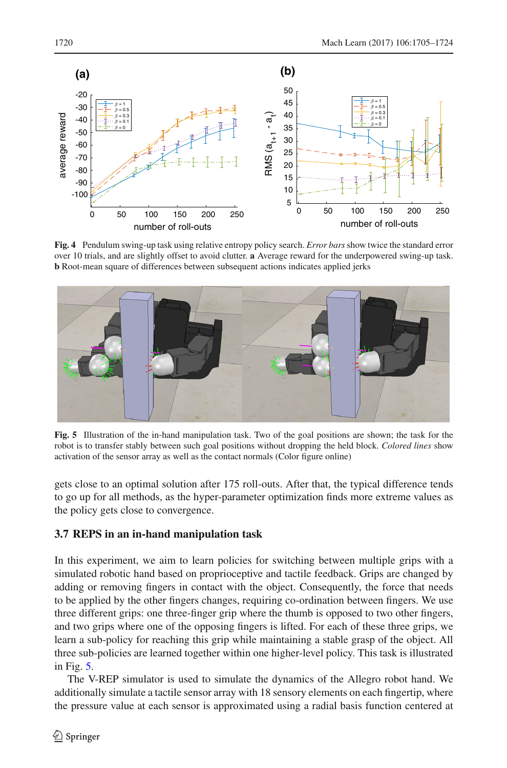**Fig. 4** Pendulum swing-up task using relative entropy policy search. *Error bars* show twice the standard error over 10 trials, and are slightly offset to avoid clutter. **a** Average reward for the underpowered swing-up task. **b** Root-mean square of differences between subsequent actions indicates applied jerks

**Fig. 5** Illustration of the in-hand manipulation task. Two of the goal positions are shown; the task for the robot is to transfer stably between such goal positions without dropping the held block. *Colored lines* show activation of the sensor array as well as the contact normals (Color figure online)

gets close to an optimal solution after 175 roll-outs. After that, the typical difference tends to go up for all methods, as the hyper-parameter optimization finds more extreme values as the policy gets close to convergence.

### 3.7 REPS in an in-hand manipulation task

In this experiment, we aim to learn policies for switching between multiple grips with a simulated robotic hand based on proprioceptive and tactile feedback. Grips are changed by adding or removing fingers in contact with the object. Consequently, the force that needs to be applied by the other fingers changes, requiring co-ordination between fingers. We use three different grips: one three-finger grip where the thumb is opposed to two other fingers, and two grips where one of the opposing fingers is lifted. For each of these three grips, we learn a sub-policy for reaching this grip while maintaining a stable grasp of the object. All three sub-policies are learned together within one higher-level policy. This task is illustrated in Fig. 5.

The V-REP simulator is used to simulate the dynamics of the Allegro robot hand. We additionally simulate a tactile sensor array with 18 sensory elements on each fingertip, where the pressure value at each sensor is approximated using a radial basis function centered at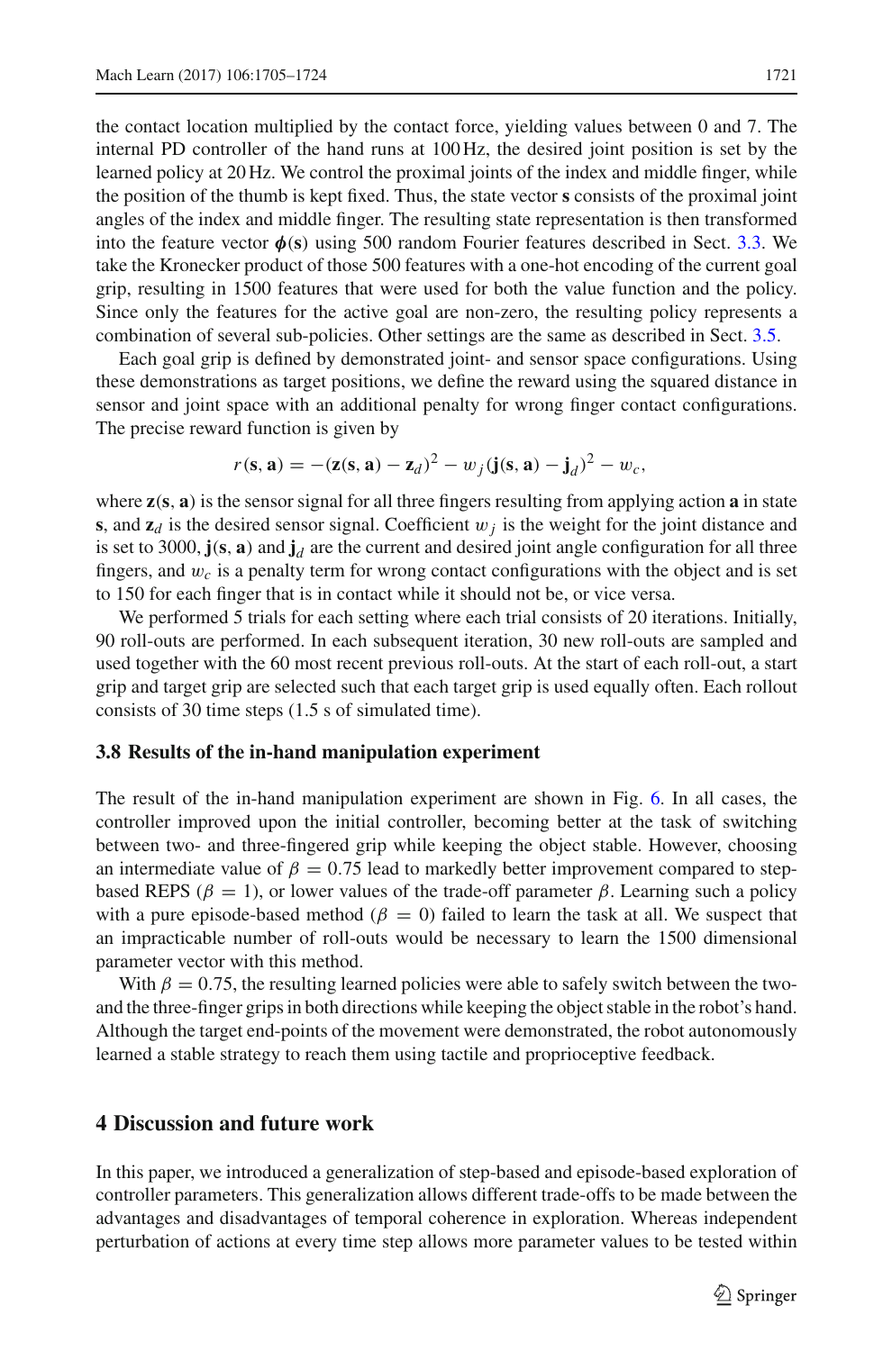the contact location multiplied by the contact force, yielding values between 0 and 7. The internal PD controller of the hand runs at 100 Hz, the desired joint position is set by the learned policy at 20 Hz. We control the proximal joints of the index and middle finger, while the position of the thumb is kept fixed. Thus, the state vector $\mathbf{s}$ consists of the proximal joint angles of the index and middle finger. The resulting state representation is then transformed into the feature vector $\boldsymbol{\phi}(\mathbf{s})$ using 500 random Fourier features described in Sect. 3.3. We take the Kronecker product of those 500 features with a one-hot encoding of the current goal grip, resulting in 1500 features that were used for both the value function and the policy. Since only the features for the active goal are non-zero, the resulting policy represents a combination of several sub-policies. Other settings are the same as described in Sect. 3.5.

Each goal grip is defined by demonstrated joint- and sensor space configurations. Using these demonstrations as target positions, we define the reward using the squared distance in sensor and joint space with an additional penalty for wrong finger contact configurations. The precise reward function is given by

$$r(\mathbf{s}, \mathbf{a}) = -(\mathbf{z}(\mathbf{s}, \mathbf{a}) - \mathbf{z}_d)^2 - w_j(\mathbf{j}(\mathbf{s}, \mathbf{a}) - \mathbf{j}_d)^2 - w_c,$$

where $\mathbf{z}(\mathbf{s}, \mathbf{a})$ is the sensor signal for all three fingers resulting from applying action $\mathbf{a}$ in state $\mathbf{s}$, and $\mathbf{z}_d$ is the desired sensor signal. Coefficient $w_j$ is the weight for the joint distance and is set to 3000, $\mathbf{j}(\mathbf{s}, \mathbf{a})$ and $\mathbf{j}_d$ are the current and desired joint angle configuration for all three fingers, and $w_c$ is a penalty term for wrong contact configurations with the object and is set to 150 for each finger that is in contact while it should not be, or vice versa.

We performed 5 trials for each setting where each trial consists of 20 iterations. Initially, 90 roll-outs are performed. In each subsequent iteration, 30 new roll-outs are sampled and used together with the 60 most recent previous roll-outs. At the start of each roll-out, a start grip and target grip are selected such that each target grip is used equally often. Each rollout consists of 30 time steps (1.5 s of simulated time).

### 3.8 Results of the in-hand manipulation experiment

The result of the in-hand manipulation experiment are shown in Fig. 6. In all cases, the controller improved upon the initial controller, becoming better at the task of switching between two- and three-fingered grip while keeping the object stable. However, choosing an intermediate value of $\beta = 0.75$ lead to markedly better improvement compared to step-based REPS ($\beta = 1$), or lower values of the trade-off parameter $\beta$. Learning such a policy with a pure episode-based method ($\beta = 0$) failed to learn the task at all. We suspect that an impracticable number of roll-outs would be necessary to learn the 1500 dimensional parameter vector with this method.

With $\beta = 0.75$, the resulting learned policies were able to safely switch between the two- and the three-finger grips in both directions while keeping the object stable in the robot's hand. Although the target end-points of the movement were demonstrated, the robot autonomously learned a stable strategy to reach them using tactile and proprioceptive feedback.

## 4 Discussion and future work

In this paper, we introduced a generalization of step-based and episode-based exploration of controller parameters. This generalization allows different trade-offs to be made between the advantages and disadvantages of temporal coherence in exploration. Whereas independent perturbation of actions at every time step allows more parameter values to be tested within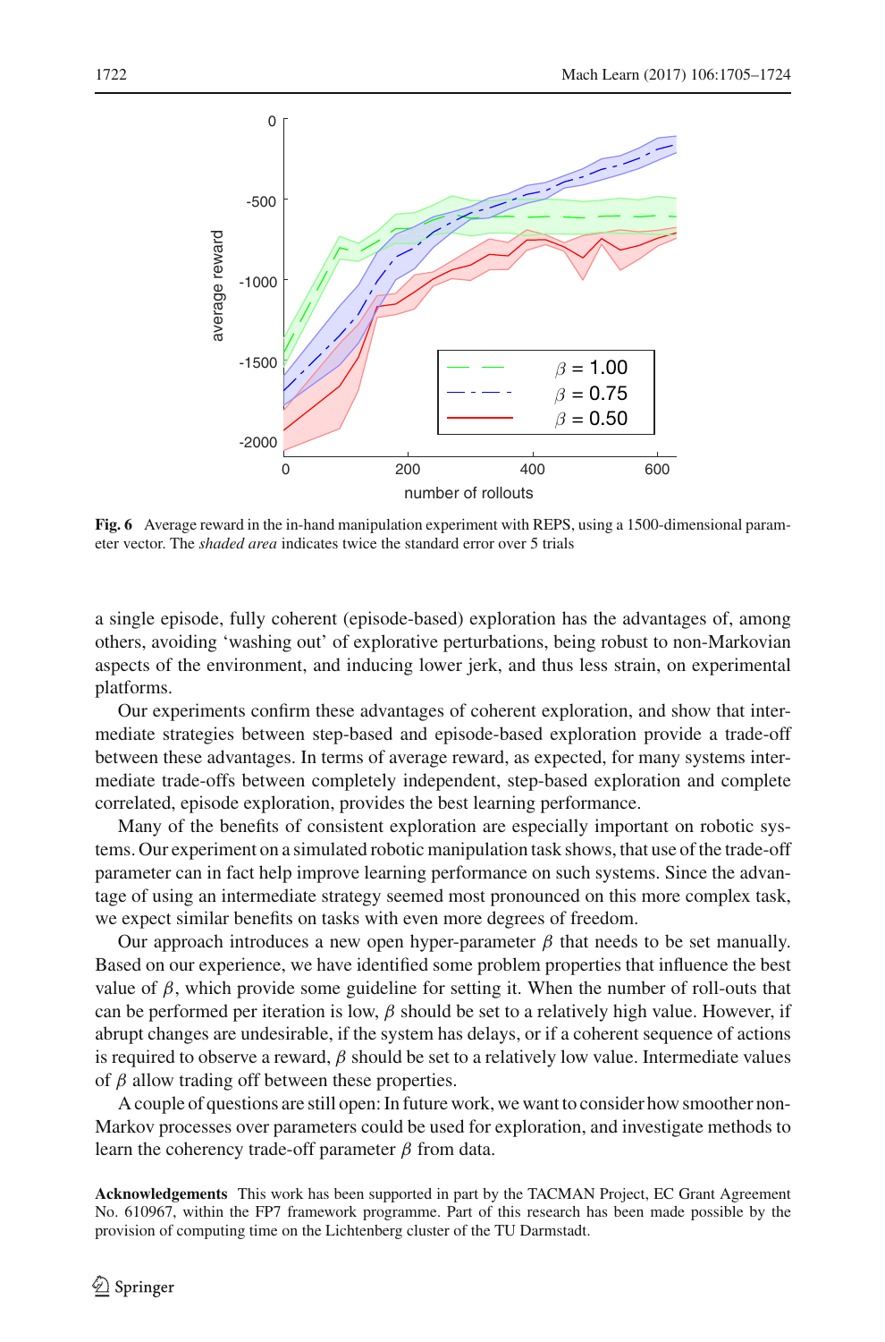**Fig. 6** Average reward in the in-hand manipulation experiment with REPS, using a 1500-dimensional parameter vector. The *shaded area* indicates twice the standard error over 5 trials

a single episode, fully coherent (episode-based) exploration has the advantages of, among others, avoiding 'washing out' of explorative perturbations, being robust to non-Markovian aspects of the environment, and inducing lower jerk, and thus less strain, on experimental platforms.

Our experiments confirm these advantages of coherent exploration, and show that intermediate strategies between step-based and episode-based exploration provide a trade-off between these advantages. In terms of average reward, as expected, for many systems intermediate trade-offs between completely independent, step-based exploration and complete correlated, episode exploration, provides the best learning performance.

Many of the benefits of consistent exploration are especially important on robotic systems. Our experiment on a simulated robotic manipulation task shows, that use of the trade-off parameter can in fact help improve learning performance on such systems. Since the advantage of using an intermediate strategy seemed most pronounced on this more complex task, we expect similar benefits on tasks with even more degrees of freedom.

Our approach introduces a new open hyper-parameter $\beta$ that needs to be set manually. Based on our experience, we have identified some problem properties that influence the best value of $\beta$, which provide some guideline for setting it. When the number of roll-outs that can be performed per iteration is low, $\beta$ should be set to a relatively high value. However, if abrupt changes are undesirable, if the system has delays, or if a coherent sequence of actions is required to observe a reward, $\beta$ should be set to a relatively low value. Intermediate values of $\beta$ allow trading off between these properties.

A couple of questions are still open: In future work, we want to consider how smoother non-Markov processes over parameters could be used for exploration, and investigate methods to learn the coherency trade-off parameter $\beta$ from data.

**Acknowledgements** This work has been supported in part by the TACMAN Project, EC Grant Agreement No. 610967, within the FP7 framework programme. Part of this research has been made possible by the provision of computing time on the Lichtenberg cluster of the TU Darmstadt.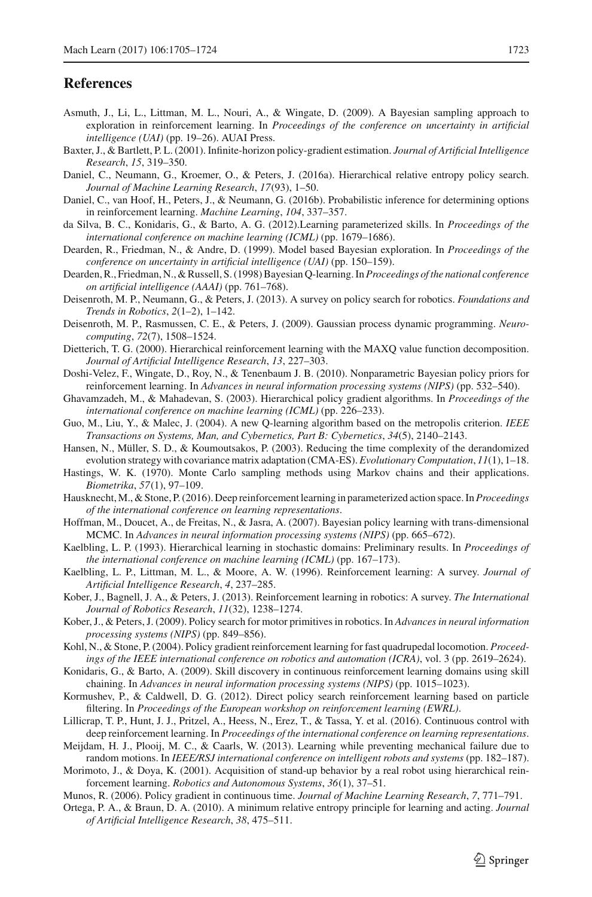## References

Asmuth, J., Li, L., Littman, M. L., Nouri, A., & Wingate, D. (2009). A Bayesian sampling approach to exploration in reinforcement learning. In *Proceedings of the conference on uncertainty in artificial intelligence (UAI)* (pp. 19–26). AUAI Press.

Baxter, J., & Bartlett, P. L. (2001). Infinite-horizon policy-gradient estimation. *Journal of Artificial Intelligence Research*, *15*, 319–350.

Daniel, C., Neumann, G., Kroemer, O., & Peters, J. (2016a). Hierarchical relative entropy policy search. *Journal of Machine Learning Research*, *17*(93), 1–50.

Daniel, C., van Hoof, H., Peters, J., & Neumann, G. (2016b). Probabilistic inference for determining options in reinforcement learning. *Machine Learning*, *104*, 337–357.

da Silva, B. C., Konidaris, G., & Barto, A. G. (2012).Learning parameterized skills. In *Proceedings of the international conference on machine learning (ICML)* (pp. 1679–1686).

Dearden, R., Friedman, N., & Andre, D. (1999). Model based Bayesian exploration. In *Proceedings of the conference on uncertainty in artificial intelligence (UAI)* (pp. 150–159).

Dearden, R., Friedman, N., & Russell, S. (1998) Bayesian Q-learning. In *Proceedings of the national conference on artificial intelligence (AAAI)* (pp. 761–768).

Deisenroth, M. P., Neumann, G., & Peters, J. (2013). A survey on policy search for robotics. *Foundations and Trends in Robotics*, *2*(1–2), 1–142.

Deisenroth, M. P., Rasmussen, C. E., & Peters, J. (2009). Gaussian process dynamic programming. *Neurocomputing*, *72*(7), 1508–1524.

Dietterich, T. G. (2000). Hierarchical reinforcement learning with the MAXQ value function decomposition. *Journal of Artificial Intelligence Research*, *13*, 227–303.

Doshi-Velez, F., Wingate, D., Roy, N., & Tenenbaum J. B. (2010). Nonparametric Bayesian policy priors for reinforcement learning. In *Advances in neural information processing systems (NIPS)* (pp. 532–540).

Ghavamzadeh, M., & Mahadevan, S. (2003). Hierarchical policy gradient algorithms. In *Proceedings of the international conference on machine learning (ICML)* (pp. 226–233).

Guo, M., Liu, Y., & Malec, J. (2004). A new Q-learning algorithm based on the metropolis criterion. *IEEE Transactions on Systems, Man, and Cybernetics, Part B: Cybernetics*, *34*(5), 2140–2143.

Hansen, N., Müller, S. D., & Koumoutsakos, P. (2003). Reducing the time complexity of the derandomized evolution strategy with covariance matrix adaptation (CMA-ES). *Evolutionary Computation*, *11*(1), 1–18.

Hastings, W. K. (1970). Monte Carlo sampling methods using Markov chains and their applications. *Biometrika*, *57*(1), 97–109.

Hausknecht, M., & Stone, P. (2016). Deep reinforcement learning in parameterized action space. In *Proceedings of the international conference on learning representations*.

Hoffman, M., Doucet, A., de Freitas, N., & Jasra, A. (2007). Bayesian policy learning with trans-dimensional MCMC. In *Advances in neural information processing systems (NIPS)* (pp. 665–672).

Kaelbling, L. P. (1993). Hierarchical learning in stochastic domains: Preliminary results. In *Proceedings of the international conference on machine learning (ICML)* (pp. 167–173).

Kaelbling, L. P., Littman, M. L., & Moore, A. W. (1996). Reinforcement learning: A survey. *Journal of Artificial Intelligence Research*, *4*, 237–285.

Kober, J., Bagnell, J. A., & Peters, J. (2013). Reinforcement learning in robotics: A survey. *The International Journal of Robotics Research*, *11*(32), 1238–1274.

Kober, J., & Peters, J. (2009). Policy search for motor primitives in robotics. In *Advances in neural information processing systems (NIPS)* (pp. 849–856).

Kohl, N., & Stone, P. (2004). Policy gradient reinforcement learning for fast quadrupedal locomotion. *Proceedings of the IEEE international conference on robotics and automation (ICRA)*, vol. 3 (pp. 2619–2624).

Konidaris, G., & Barto, A. (2009). Skill discovery in continuous reinforcement learning domains using skill chaining. In *Advances in neural information processing systems (NIPS)* (pp. 1015–1023).

Kormushev, P., & Caldwell, D. G. (2012). Direct policy search reinforcement learning based on particle filtering. In *Proceedings of the European workshop on reinforcement learning (EWRL)*.

Lillicrap, T. P., Hunt, J. J., Pritzel, A., Heess, N., Erez, T., & Tassa, Y. et al. (2016). Continuous control with deep reinforcement learning. In *Proceedings of the international conference on learning representations*.

Meijdam, H. J., Plooij, M. C., & Caarls, W. (2013). Learning while preventing mechanical failure due to random motions. In *IEEE/RSJ international conference on intelligent robots and systems* (pp. 182–187).

Morimoto, J., & Doya, K. (2001). Acquisition of stand-up behavior by a real robot using hierarchical reinforcement learning. *Robotics and Autonomous Systems*, *36*(1), 37–51.

Munos, R. (2006). Policy gradient in continuous time. *Journal of Machine Learning Research*, *7*, 771–791.

Ortega, P. A., & Braun, D. A. (2010). A minimum relative entropy principle for learning and acting. *Journal of Artificial Intelligence Research*, *38*, 475–511.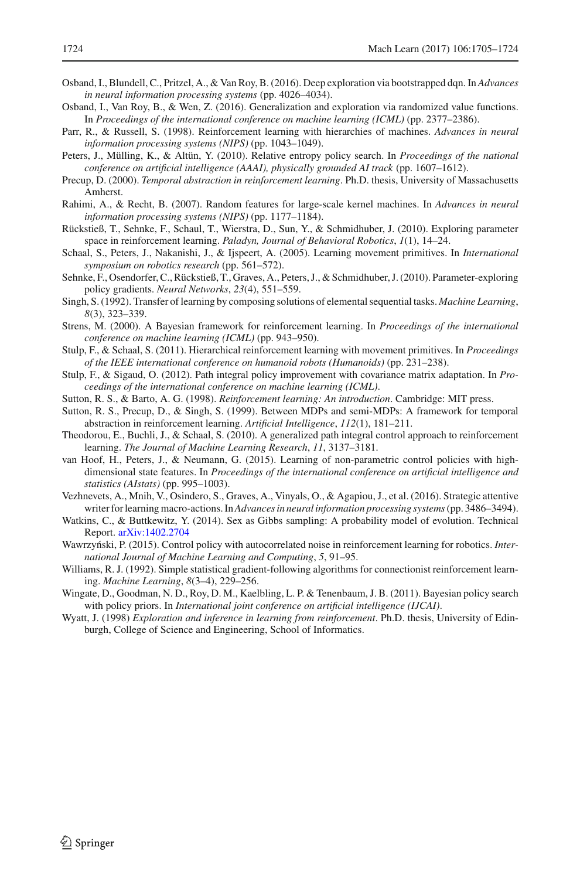Osband, I., Blundell, C., Pritzel, A., & Van Roy, B. (2016). Deep exploration via bootstrapped dqn. In *Advances in neural information processing systems* (pp. 4026–4034).

Osband, I., Van Roy, B., & Wen, Z. (2016). Generalization and exploration via randomized value functions. In *Proceedings of the international conference on machine learning (ICML)* (pp. 2377–2386).

Parr, R., & Russell, S. (1998). Reinforcement learning with hierarchies of machines. *Advances in neural information processing systems (NIPS)* (pp. 1043–1049).

Peters, J., Mülling, K., & Altün, Y. (2010). Relative entropy policy search. In *Proceedings of the national conference on artificial intelligence (AAAI), physically grounded AI track* (pp. 1607–1612).

Precup, D. (2000). *Temporal abstraction in reinforcement learning*. Ph.D. thesis, University of Massachusetts Amherst.

Rahimi, A., & Recht, B. (2007). Random features for large-scale kernel machines. In *Advances in neural information processing systems (NIPS)* (pp. 1177–1184).

Rückstieß, T., Sehnke, F., Schaul, T., Wierstra, D., Sun, Y., & Schmidhuber, J. (2010). Exploring parameter space in reinforcement learning. *Paladyn, Journal of Behavioral Robotics*, *1*(1), 14–24.

Schaal, S., Peters, J., Nakanishi, J., & Ijspeert, A. (2005). Learning movement primitives. In *International symposium on robotics research* (pp. 561–572).

Sehnke, F., Osendorfer, C., Rückstieß, T., Graves, A., Peters, J., & Schmidhuber, J. (2010). Parameter-exploring policy gradients. *Neural Networks*, *23*(4), 551–559.

Singh, S. (1992). Transfer of learning by composing solutions of elemental sequential tasks. *Machine Learning*, *8*(3), 323–339.

Strens, M. (2000). A Bayesian framework for reinforcement learning. In *Proceedings of the international conference on machine learning (ICML)* (pp. 943–950).

Stulp, F., & Schaal, S. (2011). Hierarchical reinforcement learning with movement primitives. In *Proceedings of the IEEE international conference on humanoid robots (Humanoids)* (pp. 231–238).

Stulp, F., & Sigaud, O. (2012). Path integral policy improvement with covariance matrix adaptation. In *Proceedings of the international conference on machine learning (ICML)*.

Sutton, R. S., & Barto, A. G. (1998). *Reinforcement learning: An introduction*. Cambridge: MIT press.

Sutton, R. S., Precup, D., & Singh, S. (1999). Between MDPs and semi-MDPs: A framework for temporal abstraction in reinforcement learning. *Artificial Intelligence*, *112*(1), 181–211.

Theodorou, E., Buchli, J., & Schaal, S. (2010). A generalized path integral control approach to reinforcement learning. *The Journal of Machine Learning Research*, *11*, 3137–3181.

van Hoof, H., Peters, J., & Neumann, G. (2015). Learning of non-parametric control policies with high-dimensional state features. In *Proceedings of the international conference on artificial intelligence and statistics (AIstats)* (pp. 995–1003).

Vezhnevets, A., Mnih, V., Osindero, S., Graves, A., Vinyals, O., & Agapiou, J., et al. (2016). Strategic attentive writer for learning macro-actions. In *Advances in neural information processing systems* (pp. 3486–3494).

Watkins, C., & Buttkewitz, Y. (2014). Sex as Gibbs sampling: A probability model of evolution. Technical Report. arXiv:1402.2704

Wawrzyński, P. (2015). Control policy with autocorrelated noise in reinforcement learning for robotics. *International Journal of Machine Learning and Computing*, *5*, 91–95.

Williams, R. J. (1992). Simple statistical gradient-following algorithms for connectionist reinforcement learning. *Machine Learning*, *8*(3–4), 229–256.

Wingate, D., Goodman, N. D., Roy, D. M., Kaelbling, L. P. & Tenenbaum, J. B. (2011). Bayesian policy search with policy priors. In *International joint conference on artificial intelligence (IJCAI)*.

Wyatt, J. (1998) *Exploration and inference in learning from reinforcement*. Ph.D. thesis, University of Edinburgh, College of Science and Engineering, School of Informatics.